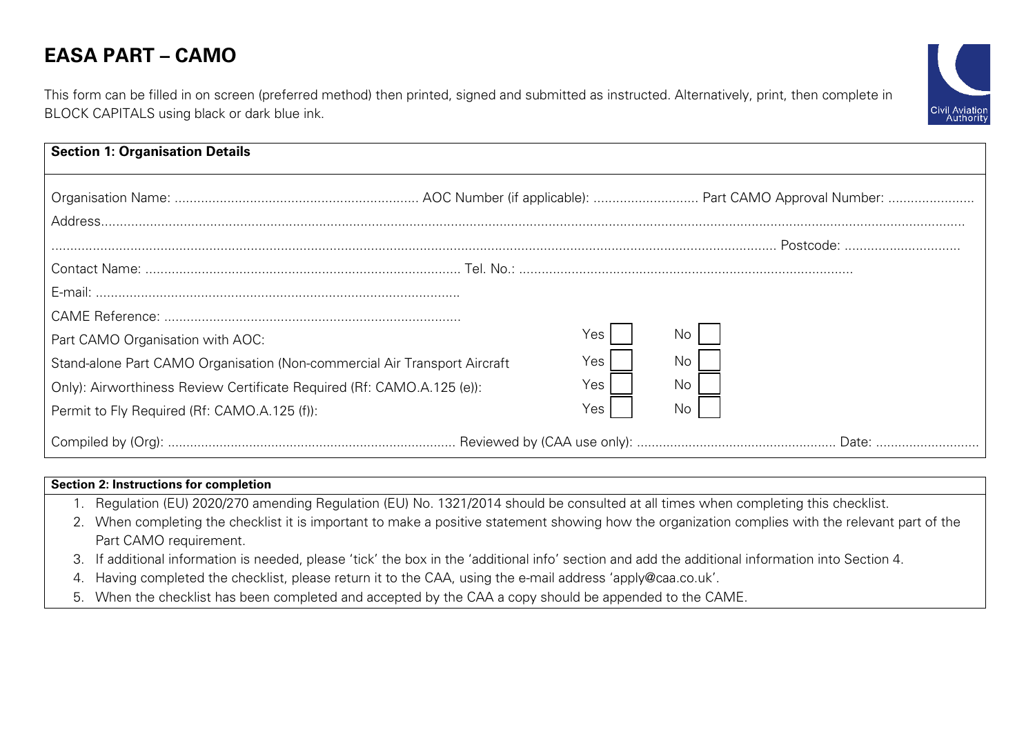# EASA PART – CAMO

This form can be filled in on screen (preferred method) then printed, signed and submitted as instructed. Alternatively, print, then complete in BLOCK CAPITALS using black or dark blue ink.

| **Section 1: Organisation Details** | | |
|---|---|---|
| Organisation Name: ................................................................ AOC Number (if applicable): ........................... Part CAMO Approval Number: ...................... | | |
| Address.................................................................................................................................................................................................................... | | |
| ............................................................................................................................................................................ Postcode: .............................. | | |
| Contact Name: ................................................................................... Tel. No.: ........................................................................................ | | |
| E-mail: ................................................................................................. | | |
| CAME Reference: .............................................................................. | | |
| Part CAMO Organisation with AOC: | Yes ☐ | No ☐ |
| Stand-alone Part CAMO Organisation (Non-commercial Air Transport Aircraft | Yes ☐ | No ☐ |
| Only): Airworthiness Review Certificate Required (Rf: CAMO.A.125 (e)): | Yes ☐ | No ☐ |
| Permit to Fly Required (Rf: CAMO.A.125 (f)): | Yes ☐ | No ☐ |
| Compiled by (Org): ............................................................................ Reviewed by (CAA use only): ..................................................... Date: ........................... | | |

**Section 2: Instructions for completion**

1. Regulation (EU) 2020/270 amending Regulation (EU) No. 1321/2014 should be consulted at all times when completing this checklist.
2. When completing the checklist it is important to make a positive statement showing how the organization complies with the relevant part of the Part CAMO requirement.
3. If additional information is needed, please 'tick' the box in the 'additional info' section and add the additional information into Section 4.
4. Having completed the checklist, please return it to the CAA, using the e-mail address 'apply@caa.co.uk'.
5. When the checklist has been completed and accepted by the CAA a copy should be appended to the CAME.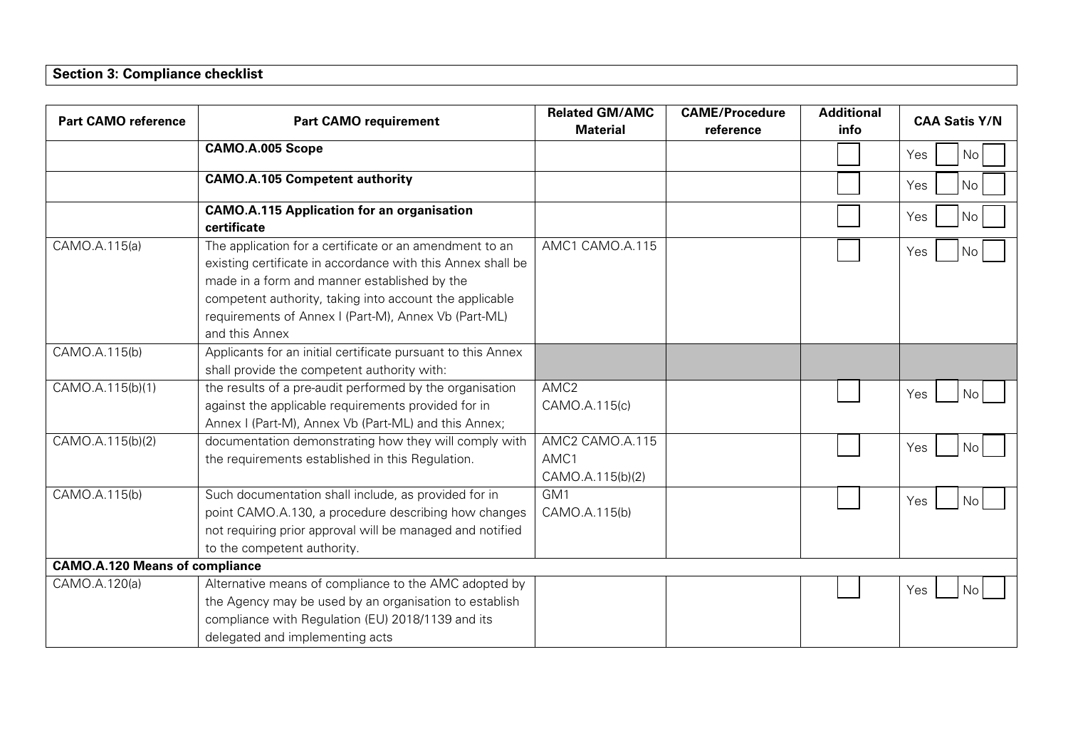**Section 3: Compliance checklist**

| Part CAMO reference | Part CAMO requirement | Related GM/AMC Material | CAME/Procedure reference | Additional info | CAA Satis Y/N |
|---|---|---|---|---|---|
| | **CAMO.A.005 Scope** | | | | Yes No |
| | **CAMO.A.105 Competent authority** | | | | Yes No |
| | **CAMO.A.115 Application for an organisation certificate** | | | | Yes No |
| CAMO.A.115(a) | The application for a certificate or an amendment to an existing certificate in accordance with this Annex shall be made in a form and manner established by the competent authority, taking into account the applicable requirements of Annex I (Part-M), Annex Vb (Part-ML) and this Annex | AMC1 CAMO.A.115 | | | Yes No |
| CAMO.A.115(b) | Applicants for an initial certificate pursuant to this Annex shall provide the competent authority with: | | | | |
| CAMO.A.115(b)(1) | the results of a pre-audit performed by the organisation against the applicable requirements provided for in Annex I (Part-M), Annex Vb (Part-ML) and this Annex; | AMC2 CAMO.A.115(c) | | | Yes No |
| CAMO.A.115(b)(2) | documentation demonstrating how they will comply with the requirements established in this Regulation. | AMC2 CAMO.A.115 AMC1 CAMO.A.115(b)(2) | | | Yes No |
| CAMO.A.115(b) | Such documentation shall include, as provided for in point CAMO.A.130, a procedure describing how changes not requiring prior approval will be managed and notified to the competent authority. | GM1 CAMO.A.115(b) | | | Yes No |
| **CAMO.A.120 Means of compliance** | | | | | |
| CAMO.A.120(a) | Alternative means of compliance to the AMC adopted by the Agency may be used by an organisation to establish compliance with Regulation (EU) 2018/1139 and its delegated and implementing acts | | | | Yes No |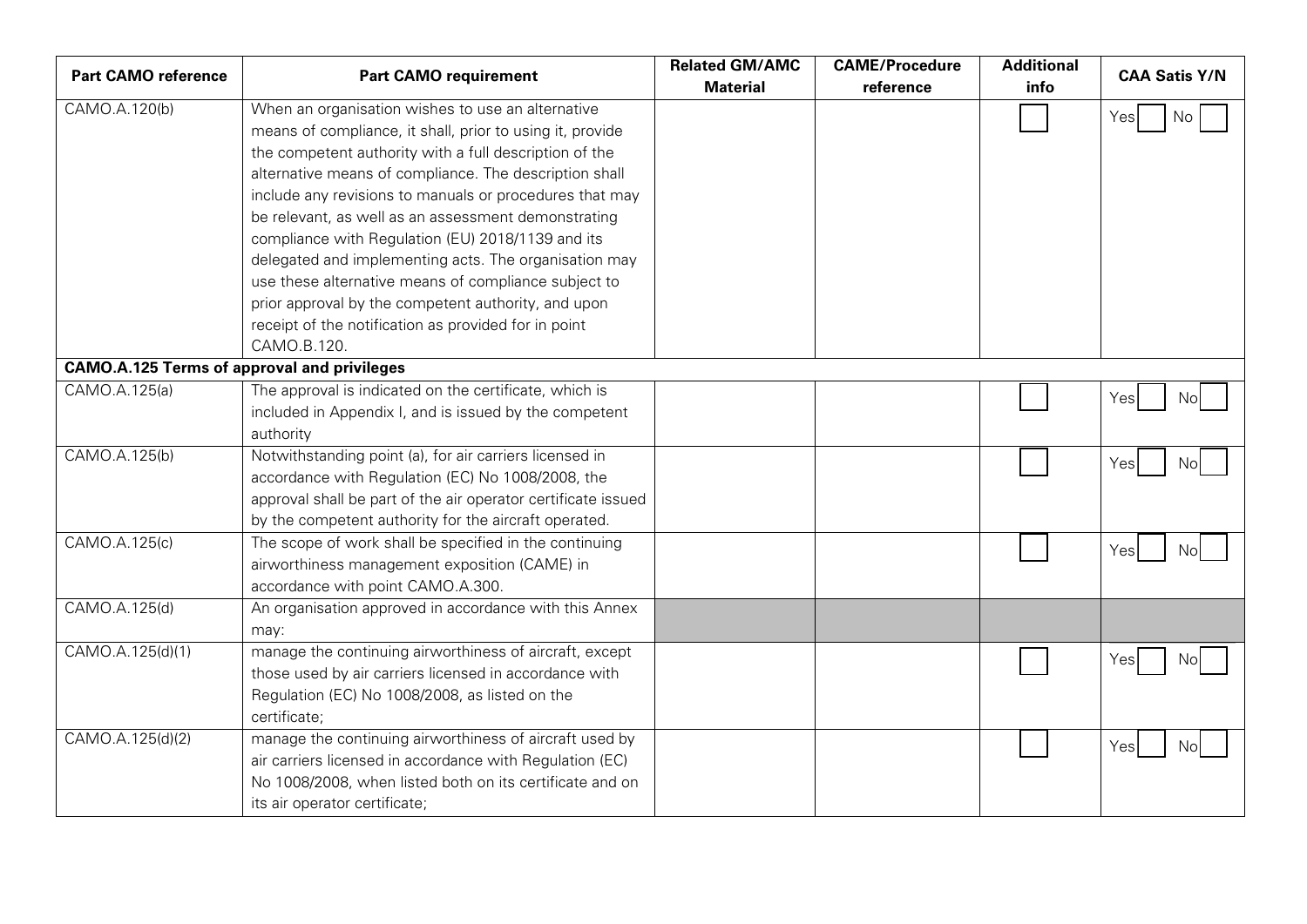| Part CAMO reference | Part CAMO requirement | Related GM/AMC Material | CAME/Procedure reference | Additional info | CAA Satis Y/N |
|---|---|---|---|---|---|
| CAMO.A.120(b) | When an organisation wishes to use an alternative means of compliance, it shall, prior to using it, provide the competent authority with a full description of the alternative means of compliance. The description shall include any revisions to manuals or procedures that may be relevant, as well as an assessment demonstrating compliance with Regulation (EU) 2018/1139 and its delegated and implementing acts. The organisation may use these alternative means of compliance subject to prior approval by the competent authority, and upon receipt of the notification as provided for in point CAMO.B.120. | | | | Yes No |
| **CAMO.A.125 Terms of approval and privileges** | | | | | |
| CAMO.A.125(a) | The approval is indicated on the certificate, which is included in Appendix I, and is issued by the competent authority | | | | Yes No |
| CAMO.A.125(b) | Notwithstanding point (a), for air carriers licensed in accordance with Regulation (EC) No 1008/2008, the approval shall be part of the air operator certificate issued by the competent authority for the aircraft operated. | | | | Yes No |
| CAMO.A.125(c) | The scope of work shall be specified in the continuing airworthiness management exposition (CAME) in accordance with point CAMO.A.300. | | | | Yes No |
| CAMO.A.125(d) | An organisation approved in accordance with this Annex may: | | | | |
| CAMO.A.125(d)(1) | manage the continuing airworthiness of aircraft, except those used by air carriers licensed in accordance with Regulation (EC) No 1008/2008, as listed on the certificate; | | | | Yes No |
| CAMO.A.125(d)(2) | manage the continuing airworthiness of aircraft used by air carriers licensed in accordance with Regulation (EC) No 1008/2008, when listed both on its certificate and on its air operator certificate; | | | | Yes No |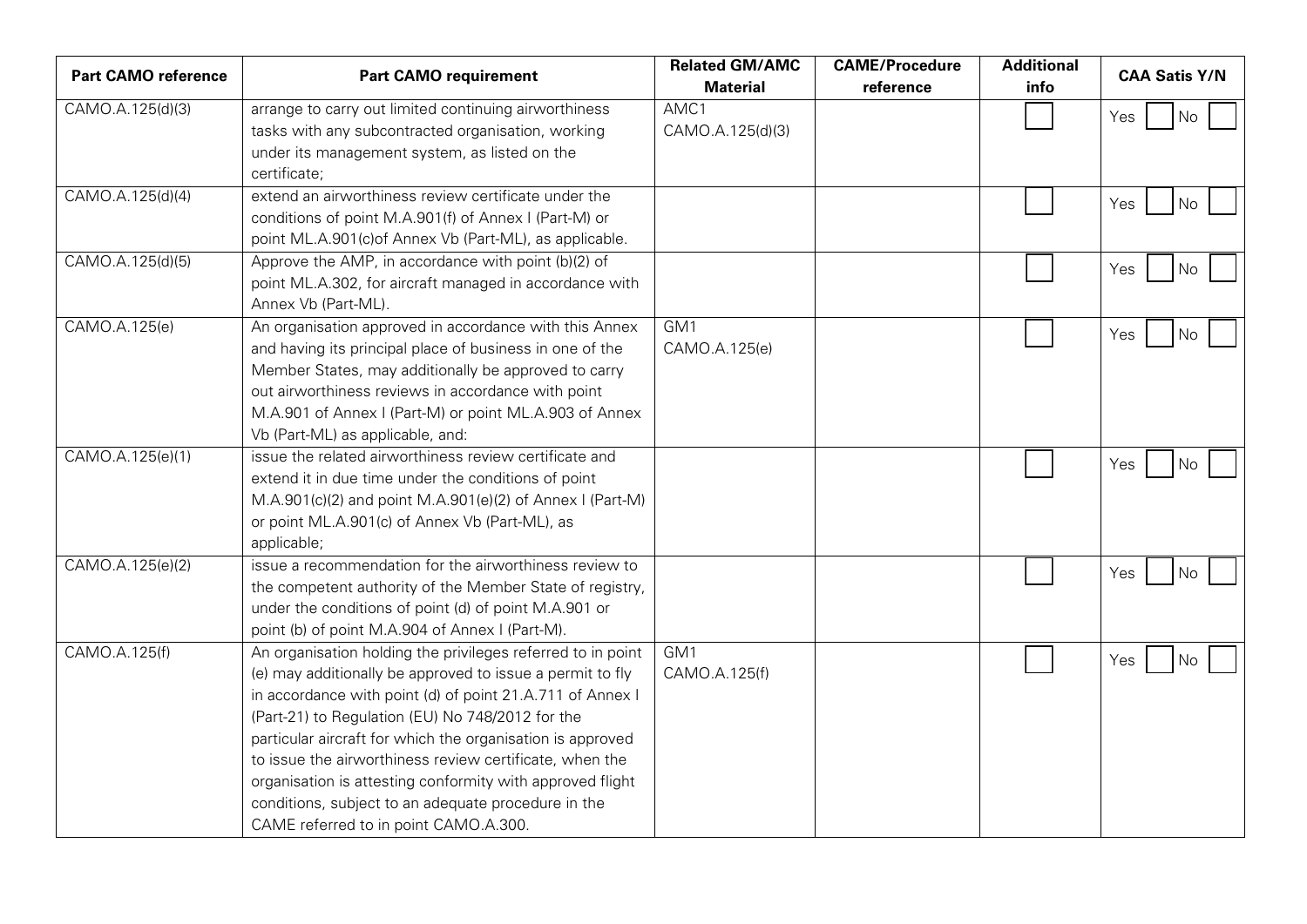| Part CAMO reference | Part CAMO requirement | Related GM/AMC Material | CAME/Procedure reference | Additional info | CAA Satis Y/N |
|---|---|---|---|---|---|
| CAMO.A.125(d)(3) | arrange to carry out limited continuing airworthiness tasks with any subcontracted organisation, working under its management system, as listed on the certificate; | AMC1 CAMO.A.125(d)(3) | | | Yes No |
| CAMO.A.125(d)(4) | extend an airworthiness review certificate under the conditions of point M.A.901(f) of Annex I (Part-M) or point ML.A.901(c)of Annex Vb (Part-ML), as applicable. | | | | Yes No |
| CAMO.A.125(d)(5) | Approve the AMP, in accordance with point (b)(2) of point ML.A.302, for aircraft managed in accordance with Annex Vb (Part-ML). | | | | Yes No |
| CAMO.A.125(e) | An organisation approved in accordance with this Annex and having its principal place of business in one of the Member States, may additionally be approved to carry out airworthiness reviews in accordance with point M.A.901 of Annex I (Part-M) or point ML.A.903 of Annex Vb (Part-ML) as applicable, and: | GM1 CAMO.A.125(e) | | | Yes No |
| CAMO.A.125(e)(1) | issue the related airworthiness review certificate and extend it in due time under the conditions of point M.A.901(c)(2) and point M.A.901(e)(2) of Annex I (Part-M) or point ML.A.901(c) of Annex Vb (Part-ML), as applicable; | | | | Yes No |
| CAMO.A.125(e)(2) | issue a recommendation for the airworthiness review to the competent authority of the Member State of registry, under the conditions of point (d) of point M.A.901 or point (b) of point M.A.904 of Annex I (Part-M). | | | | Yes No |
| CAMO.A.125(f) | An organisation holding the privileges referred to in point (e) may additionally be approved to issue a permit to fly in accordance with point (d) of point 21.A.711 of Annex I (Part-21) to Regulation (EU) No 748/2012 for the particular aircraft for which the organisation is approved to issue the airworthiness review certificate, when the organisation is attesting conformity with approved flight conditions, subject to an adequate procedure in the CAME referred to in point CAMO.A.300. | GM1 CAMO.A.125(f) | | | Yes No |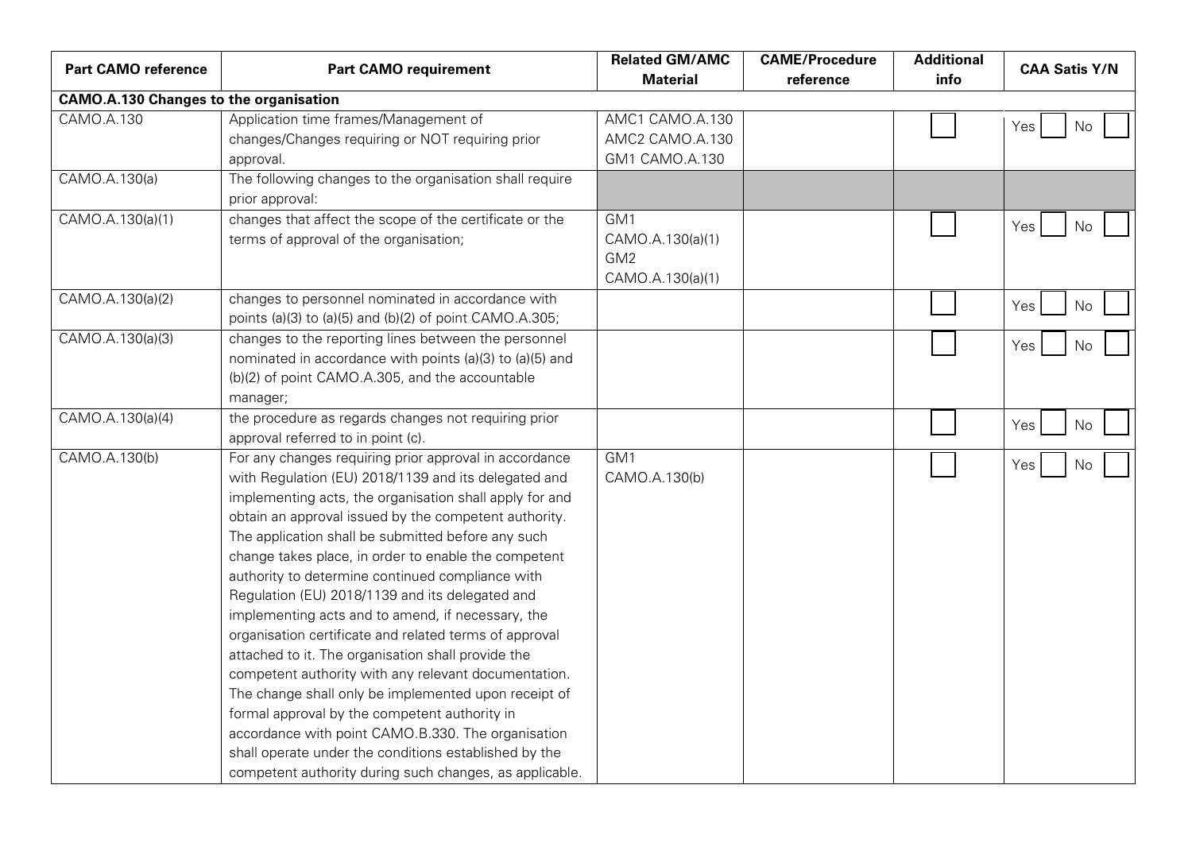| Part CAMO reference | Part CAMO requirement | Related GM/AMC Material | CAME/Procedure reference | Additional info | CAA Satis Y/N |
|---|---|---|---|---|---|
| **CAMO.A.130 Changes to the organisation** | | | | | |
| CAMO.A.130 | Application time frames/Management of changes/Changes requiring or NOT requiring prior approval. | AMC1 CAMO.A.130 AMC2 CAMO.A.130 GM1 CAMO.A.130 | | ☐ | Yes ☐ No ☐ |
| CAMO.A.130(a) | The following changes to the organisation shall require prior approval: | | | | |
| CAMO.A.130(a)(1) | changes that affect the scope of the certificate or the terms of approval of the organisation; | GM1 CAMO.A.130(a)(1) GM2 CAMO.A.130(a)(1) | | ☐ | Yes ☐ No ☐ |
| CAMO.A.130(a)(2) | changes to personnel nominated in accordance with points (a)(3) to (a)(5) and (b)(2) of point CAMO.A.305; | | | ☐ | Yes ☐ No ☐ |
| CAMO.A.130(a)(3) | changes to the reporting lines between the personnel nominated in accordance with points (a)(3) to (a)(5) and (b)(2) of point CAMO.A.305, and the accountable manager; | | | ☐ | Yes ☐ No ☐ |
| CAMO.A.130(a)(4) | the procedure as regards changes not requiring prior approval referred to in point (c). | | | ☐ | Yes ☐ No ☐ |
| CAMO.A.130(b) | For any changes requiring prior approval in accordance with Regulation (EU) 2018/1139 and its delegated and implementing acts, the organisation shall apply for and obtain an approval issued by the competent authority. The application shall be submitted before any such change takes place, in order to enable the competent authority to determine continued compliance with Regulation (EU) 2018/1139 and its delegated and implementing acts and to amend, if necessary, the organisation certificate and related terms of approval attached to it. The organisation shall provide the competent authority with any relevant documentation. The change shall only be implemented upon receipt of formal approval by the competent authority in accordance with point CAMO.B.330. The organisation shall operate under the conditions established by the competent authority during such changes, as applicable. | GM1 CAMO.A.130(b) | | ☐ | Yes ☐ No ☐ |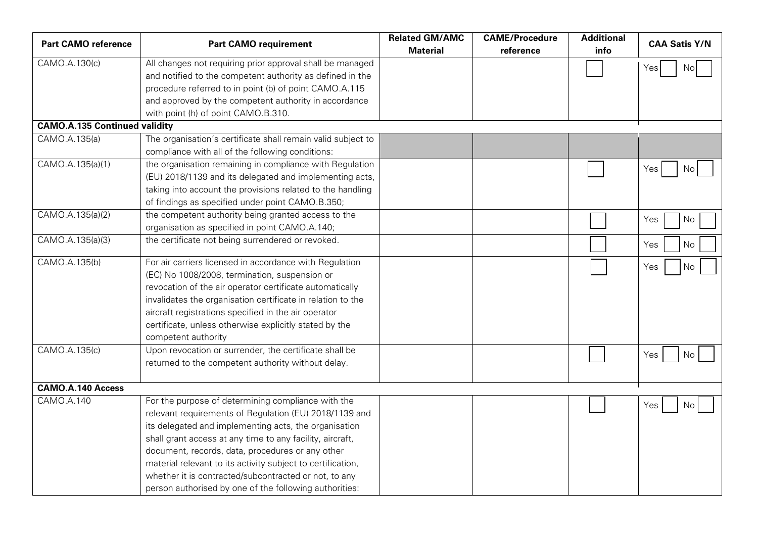| Part CAMO reference | Part CAMO requirement | Related GM/AMC Material | CAME/Procedure reference | Additional info | CAA Satis Y/N |
|---|---|---|---|---|---|
| CAMO.A.130(c) | All changes not requiring prior approval shall be managed and notified to the competent authority as defined in the procedure referred to in point (b) of point CAMO.A.115 and approved by the competent authority in accordance with point (h) of point CAMO.B.310. | | | ☐ | Yes ☐ No ☐ |
| **CAMO.A.135 Continued validity** | | | | | |
| CAMO.A.135(a) | The organisation's certificate shall remain valid subject to compliance with all of the following conditions: | | | | |
| CAMO.A.135(a)(1) | the organisation remaining in compliance with Regulation (EU) 2018/1139 and its delegated and implementing acts, taking into account the provisions related to the handling of findings as specified under point CAMO.B.350; | | | ☐ | Yes ☐ No ☐ |
| CAMO.A.135(a)(2) | the competent authority being granted access to the organisation as specified in point CAMO.A.140; | | | ☐ | Yes ☐ No ☐ |
| CAMO.A.135(a)(3) | the certificate not being surrendered or revoked. | | | ☐ | Yes ☐ No ☐ |
| CAMO.A.135(b) | For air carriers licensed in accordance with Regulation (EC) No 1008/2008, termination, suspension or revocation of the air operator certificate automatically invalidates the organisation certificate in relation to the aircraft registrations specified in the air operator certificate, unless otherwise explicitly stated by the competent authority | | | ☐ | Yes ☐ No ☐ |
| CAMO.A.135(c) | Upon revocation or surrender, the certificate shall be returned to the competent authority without delay. | | | ☐ | Yes ☐ No ☐ |
| **CAMO.A.140 Access** | | | | | |
| CAMO.A.140 | For the purpose of determining compliance with the relevant requirements of Regulation (EU) 2018/1139 and its delegated and implementing acts, the organisation shall grant access at any time to any facility, aircraft, document, records, data, procedures or any other material relevant to its activity subject to certification, whether it is contracted/subcontracted or not, to any person authorised by one of the following authorities: | | | ☐ | Yes ☐ No ☐ |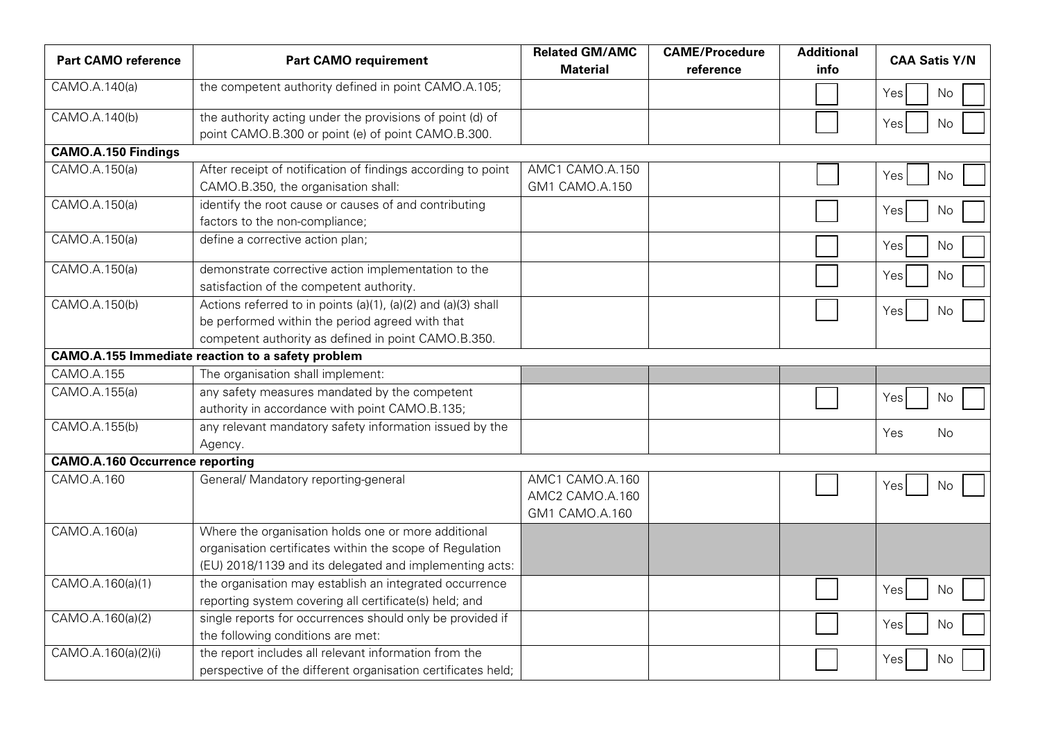| Part CAMO reference | Part CAMO requirement | Related GM/AMC Material | CAME/Procedure reference | Additional info | CAA Satis Y/N |
|---|---|---|---|---|---|
| CAMO.A.140(a) | the competent authority defined in point CAMO.A.105; | | | | Yes No |
| CAMO.A.140(b) | the authority acting under the provisions of point (d) of point CAMO.B.300 or point (e) of point CAMO.B.300. | | | | Yes No |
| **CAMO.A.150 Findings** | | | | | |
| CAMO.A.150(a) | After receipt of notification of findings according to point CAMO.B.350, the organisation shall: | AMC1 CAMO.A.150 GM1 CAMO.A.150 | | | Yes No |
| CAMO.A.150(a) | identify the root cause or causes of and contributing factors to the non-compliance; | | | | Yes No |
| CAMO.A.150(a) | define a corrective action plan; | | | | Yes No |
| CAMO.A.150(a) | demonstrate corrective action implementation to the satisfaction of the competent authority. | | | | Yes No |
| CAMO.A.150(b) | Actions referred to in points (a)(1), (a)(2) and (a)(3) shall be performed within the period agreed with that competent authority as defined in point CAMO.B.350. | | | | Yes No |
| **CAMO.A.155 Immediate reaction to a safety problem** | | | | | |
| CAMO.A.155 | The organisation shall implement: | | | | |
| CAMO.A.155(a) | any safety measures mandated by the competent authority in accordance with point CAMO.B.135; | | | | Yes No |
| CAMO.A.155(b) | any relevant mandatory safety information issued by the Agency. | | | | Yes No |
| **CAMO.A.160 Occurrence reporting** | | | | | |
| CAMO.A.160 | General/ Mandatory reporting-general | AMC1 CAMO.A.160 AMC2 CAMO.A.160 GM1 CAMO.A.160 | | | Yes No |
| CAMO.A.160(a) | Where the organisation holds one or more additional organisation certificates within the scope of Regulation (EU) 2018/1139 and its delegated and implementing acts: | | | | |
| CAMO.A.160(a)(1) | the organisation may establish an integrated occurrence reporting system covering all certificate(s) held; and | | | | Yes No |
| CAMO.A.160(a)(2) | single reports for occurrences should only be provided if the following conditions are met: | | | | Yes No |
| CAMO.A.160(a)(2)(i) | the report includes all relevant information from the perspective of the different organisation certificates held; | | | | Yes No |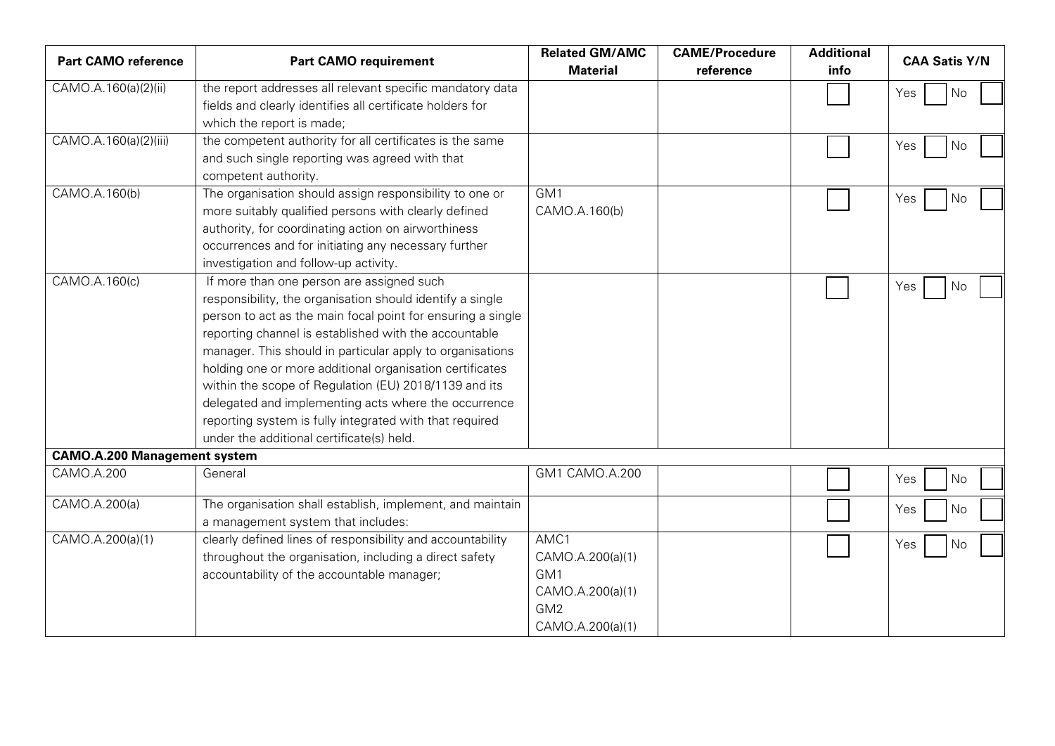| Part CAMO reference | Part CAMO requirement | Related GM/AMC Material | CAME/Procedure reference | Additional info | CAA Satis Y/N |
|---|---|---|---|---|---|
| CAMO.A.160(a)(2)(ii) | the report addresses all relevant specific mandatory data fields and clearly identifies all certificate holders for which the report is made; | | | ☐ | Yes ☐ No ☐ |
| CAMO.A.160(a)(2)(iii) | the competent authority for all certificates is the same and such single reporting was agreed with that competent authority. | | | ☐ | Yes ☐ No ☐ |
| CAMO.A.160(b) | The organisation should assign responsibility to one or more suitably qualified persons with clearly defined authority, for coordinating action on airworthiness occurrences and for initiating any necessary further investigation and follow-up activity. | GM1 CAMO.A.160(b) | | ☐ | Yes ☐ No ☐ |
| CAMO.A.160(c) | If more than one person are assigned such responsibility, the organisation should identify a single person to act as the main focal point for ensuring a single reporting channel is established with the accountable manager. This should in particular apply to organisations holding one or more additional organisation certificates within the scope of Regulation (EU) 2018/1139 and its delegated and implementing acts where the occurrence reporting system is fully integrated with that required under the additional certificate(s) held. | | | ☐ | Yes ☐ No ☐ |
| **CAMO.A.200 Management system** | | | | | |
| CAMO.A.200 | General | GM1 CAMO.A.200 | | ☐ | Yes ☐ No ☐ |
| CAMO.A.200(a) | The organisation shall establish, implement, and maintain a management system that includes: | | | ☐ | Yes ☐ No ☐ |
| CAMO.A.200(a)(1) | clearly defined lines of responsibility and accountability throughout the organisation, including a direct safety accountability of the accountable manager; | AMC1 CAMO.A.200(a)(1) GM1 CAMO.A.200(a)(1) GM2 CAMO.A.200(a)(1) | | ☐ | Yes ☐ No ☐ |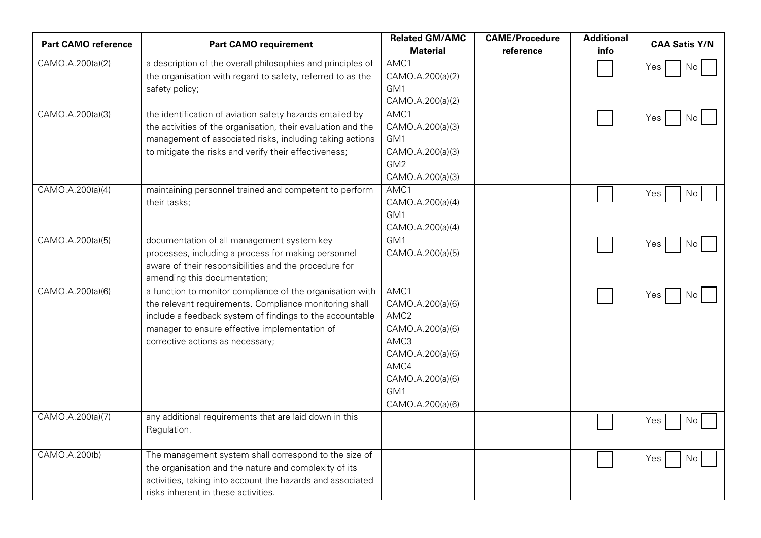| Part CAMO reference | Part CAMO requirement | Related GM/AMC Material | CAME/Procedure reference | Additional info | CAA Satis Y/N |
|---|---|---|---|---|---|
| CAMO.A.200(a)(2) | a description of the overall philosophies and principles of the organisation with regard to safety, referred to as the safety policy; | AMC1 CAMO.A.200(a)(2) GM1 CAMO.A.200(a)(2) | | ☐ | Yes ☐ No ☐ |
| CAMO.A.200(a)(3) | the identification of aviation safety hazards entailed by the activities of the organisation, their evaluation and the management of associated risks, including taking actions to mitigate the risks and verify their effectiveness; | AMC1 CAMO.A.200(a)(3) GM1 CAMO.A.200(a)(3) GM2 CAMO.A.200(a)(3) | | ☐ | Yes ☐ No ☐ |
| CAMO.A.200(a)(4) | maintaining personnel trained and competent to perform their tasks; | AMC1 CAMO.A.200(a)(4) GM1 CAMO.A.200(a)(4) | | ☐ | Yes ☐ No ☐ |
| CAMO.A.200(a)(5) | documentation of all management system key processes, including a process for making personnel aware of their responsibilities and the procedure for amending this documentation; | GM1 CAMO.A.200(a)(5) | | ☐ | Yes ☐ No ☐ |
| CAMO.A.200(a)(6) | a function to monitor compliance of the organisation with the relevant requirements. Compliance monitoring shall include a feedback system of findings to the accountable manager to ensure effective implementation of corrective actions as necessary; | AMC1 CAMO.A.200(a)(6) AMC2 CAMO.A.200(a)(6) AMC3 CAMO.A.200(a)(6) AMC4 CAMO.A.200(a)(6) GM1 CAMO.A.200(a)(6) | | ☐ | Yes ☐ No ☐ |
| CAMO.A.200(a)(7) | any additional requirements that are laid down in this Regulation. | | | ☐ | Yes ☐ No ☐ |
| CAMO.A.200(b) | The management system shall correspond to the size of the organisation and the nature and complexity of its activities, taking into account the hazards and associated risks inherent in these activities. | | | ☐ | Yes ☐ No ☐ |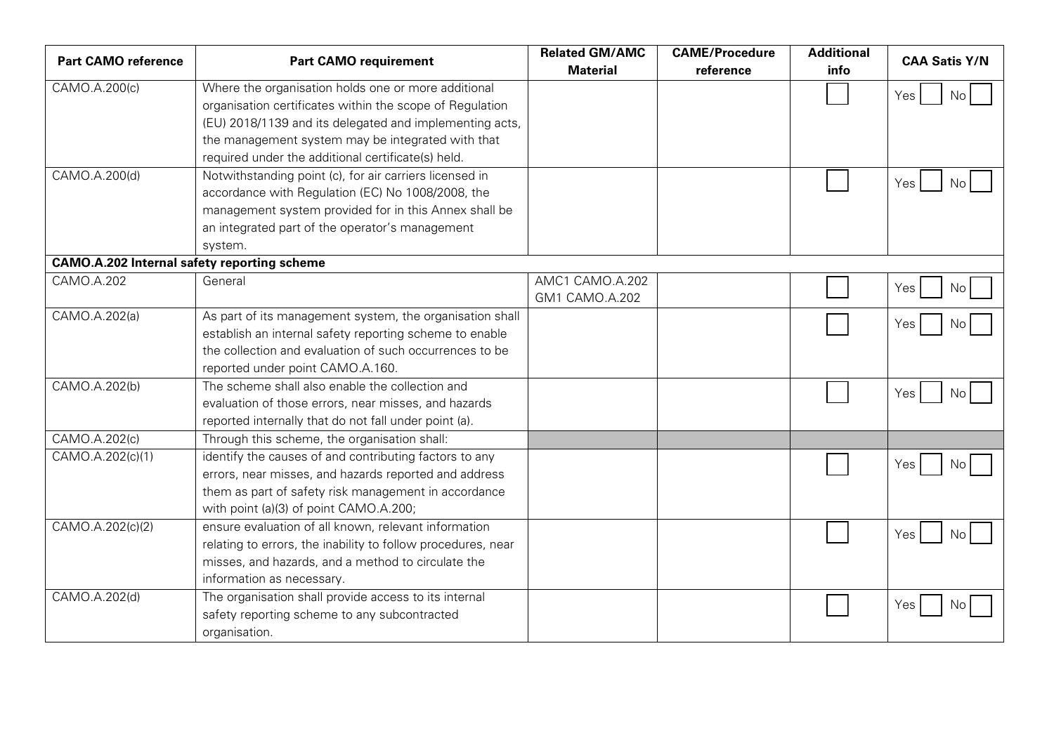| Part CAMO reference | Part CAMO requirement | Related GM/AMC Material | CAME/Procedure reference | Additional info | CAA Satis Y/N |
|---|---|---|---|---|---|
| CAMO.A.200(c) | Where the organisation holds one or more additional organisation certificates within the scope of Regulation (EU) 2018/1139 and its delegated and implementing acts, the management system may be integrated with that required under the additional certificate(s) held. | | | | Yes No |
| CAMO.A.200(d) | Notwithstanding point (c), for air carriers licensed in accordance with Regulation (EC) No 1008/2008, the management system provided for in this Annex shall be an integrated part of the operator's management system. | | | | Yes No |
| **CAMO.A.202 Internal safety reporting scheme** | | | | | |
| CAMO.A.202 | General | AMC1 CAMO.A.202<br>GM1 CAMO.A.202 | | | Yes No |
| CAMO.A.202(a) | As part of its management system, the organisation shall establish an internal safety reporting scheme to enable the collection and evaluation of such occurrences to be reported under point CAMO.A.160. | | | | Yes No |
| CAMO.A.202(b) | The scheme shall also enable the collection and evaluation of those errors, near misses, and hazards reported internally that do not fall under point (a). | | | | Yes No |
| CAMO.A.202(c) | Through this scheme, the organisation shall: | | | | |
| CAMO.A.202(c)(1) | identify the causes of and contributing factors to any errors, near misses, and hazards reported and address them as part of safety risk management in accordance with point (a)(3) of point CAMO.A.200; | | | | Yes No |
| CAMO.A.202(c)(2) | ensure evaluation of all known, relevant information relating to errors, the inability to follow procedures, near misses, and hazards, and a method to circulate the information as necessary. | | | | Yes No |
| CAMO.A.202(d) | The organisation shall provide access to its internal safety reporting scheme to any subcontracted organisation. | | | | Yes No |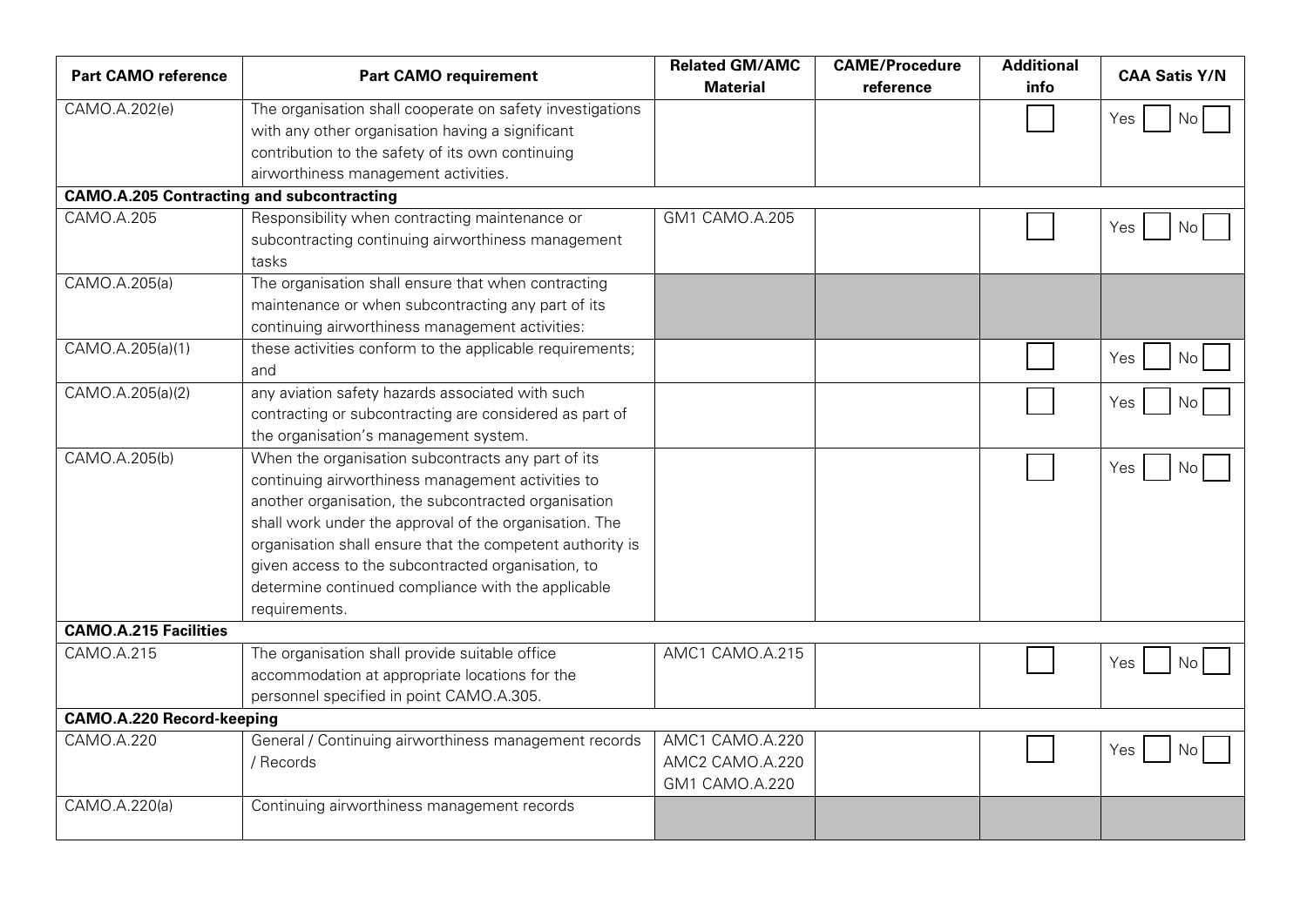| Part CAMO reference | Part CAMO requirement | Related GM/AMC Material | CAME/Procedure reference | Additional info | CAA Satis Y/N |
|---|---|---|---|---|---|
| CAMO.A.202(e) | The organisation shall cooperate on safety investigations with any other organisation having a significant contribution to the safety of its own continuing airworthiness management activities. | | | ☐ | Yes ☐ No ☐ |
| **CAMO.A.205 Contracting and subcontracting** | | | | | |
| CAMO.A.205 | Responsibility when contracting maintenance or subcontracting continuing airworthiness management tasks | GM1 CAMO.A.205 | | ☐ | Yes ☐ No ☐ |
| CAMO.A.205(a) | The organisation shall ensure that when contracting maintenance or when subcontracting any part of its continuing airworthiness management activities: | | | | |
| CAMO.A.205(a)(1) | these activities conform to the applicable requirements; and | | | ☐ | Yes ☐ No ☐ |
| CAMO.A.205(a)(2) | any aviation safety hazards associated with such contracting or subcontracting are considered as part of the organisation's management system. | | | ☐ | Yes ☐ No ☐ |
| CAMO.A.205(b) | When the organisation subcontracts any part of its continuing airworthiness management activities to another organisation, the subcontracted organisation shall work under the approval of the organisation. The organisation shall ensure that the competent authority is given access to the subcontracted organisation, to determine continued compliance with the applicable requirements. | | | ☐ | Yes ☐ No ☐ |
| **CAMO.A.215 Facilities** | | | | | |
| CAMO.A.215 | The organisation shall provide suitable office accommodation at appropriate locations for the personnel specified in point CAMO.A.305. | AMC1 CAMO.A.215 | | ☐ | Yes ☐ No ☐ |
| **CAMO.A.220 Record-keeping** | | | | | |
| CAMO.A.220 | General / Continuing airworthiness management records / Records | AMC1 CAMO.A.220<br>AMC2 CAMO.A.220<br>GM1 CAMO.A.220 | | ☐ | Yes ☐ No ☐ |
| CAMO.A.220(a) | Continuing airworthiness management records | | | | |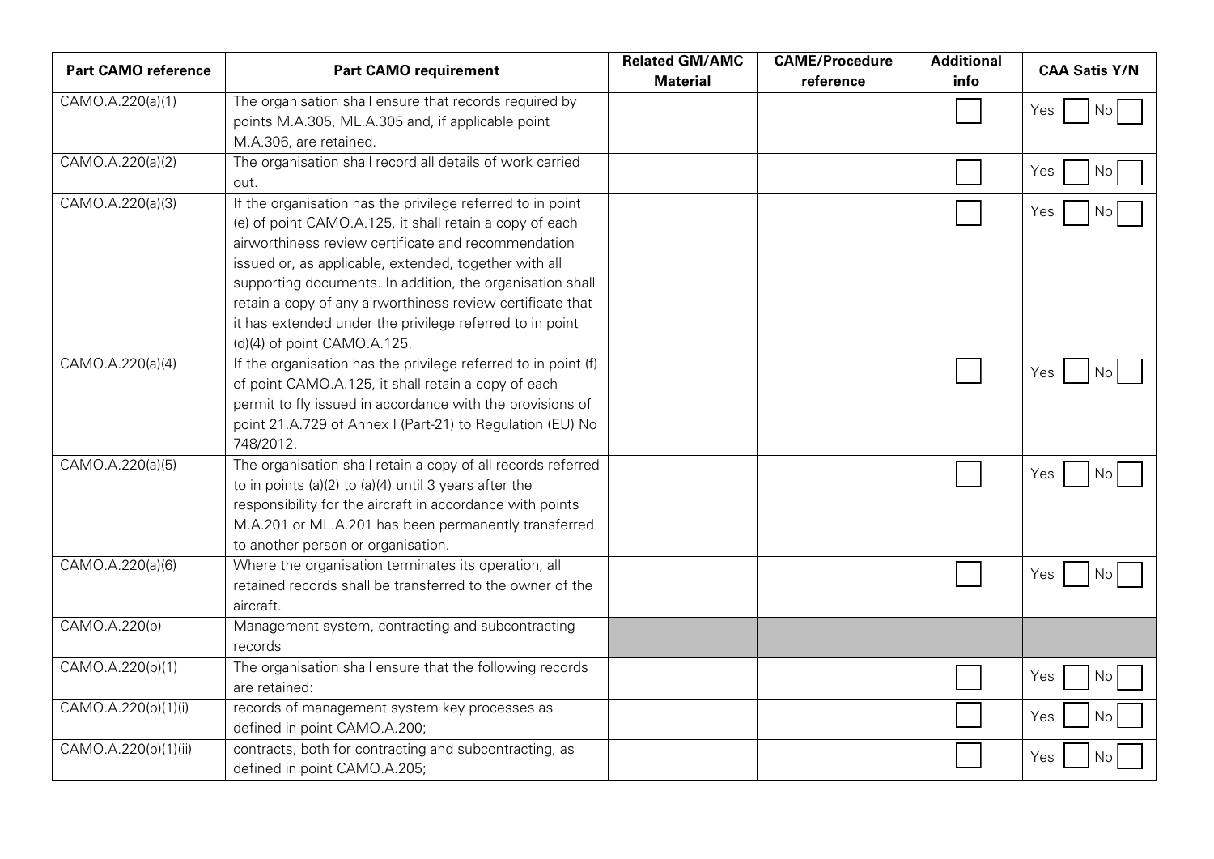| Part CAMO reference | Part CAMO requirement | Related GM/AMC Material | CAME/Procedure reference | Additional info | CAA Satis Y/N |
|---|---|---|---|---|---|
| CAMO.A.220(a)(1) | The organisation shall ensure that records required by points M.A.305, ML.A.305 and, if applicable point M.A.306, are retained. | | | ☐ | Yes ☐ No ☐ |
| CAMO.A.220(a)(2) | The organisation shall record all details of work carried out. | | | ☐ | Yes ☐ No ☐ |
| CAMO.A.220(a)(3) | If the organisation has the privilege referred to in point (e) of point CAMO.A.125, it shall retain a copy of each airworthiness review certificate and recommendation issued or, as applicable, extended, together with all supporting documents. In addition, the organisation shall retain a copy of any airworthiness review certificate that it has extended under the privilege referred to in point (d)(4) of point CAMO.A.125. | | | ☐ | Yes ☐ No ☐ |
| CAMO.A.220(a)(4) | If the organisation has the privilege referred to in point (f) of point CAMO.A.125, it shall retain a copy of each permit to fly issued in accordance with the provisions of point 21.A.729 of Annex I (Part-21) to Regulation (EU) No 748/2012. | | | ☐ | Yes ☐ No ☐ |
| CAMO.A.220(a)(5) | The organisation shall retain a copy of all records referred to in points (a)(2) to (a)(4) until 3 years after the responsibility for the aircraft in accordance with points M.A.201 or ML.A.201 has been permanently transferred to another person or organisation. | | | ☐ | Yes ☐ No ☐ |
| CAMO.A.220(a)(6) | Where the organisation terminates its operation, all retained records shall be transferred to the owner of the aircraft. | | | ☐ | Yes ☐ No ☐ |
| CAMO.A.220(b) | Management system, contracting and subcontracting records | | | | |
| CAMO.A.220(b)(1) | The organisation shall ensure that the following records are retained: | | | ☐ | Yes ☐ No ☐ |
| CAMO.A.220(b)(1)(i) | records of management system key processes as defined in point CAMO.A.200; | | | ☐ | Yes ☐ No ☐ |
| CAMO.A.220(b)(1)(ii) | contracts, both for contracting and subcontracting, as defined in point CAMO.A.205; | | | ☐ | Yes ☐ No ☐ |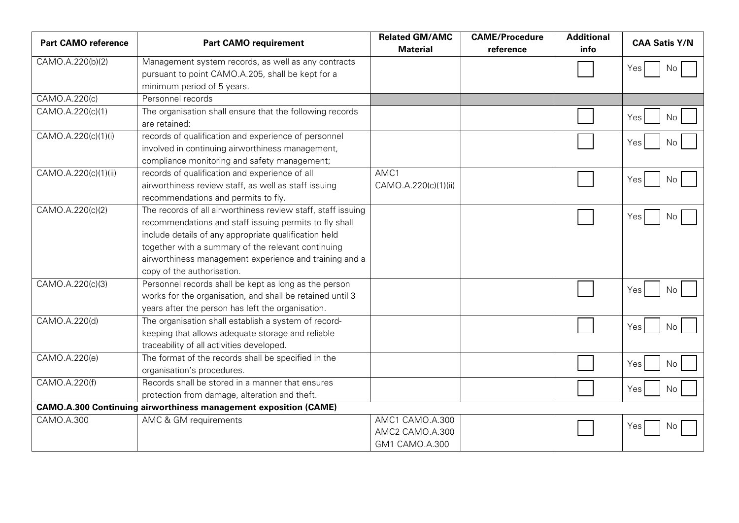| Part CAMO reference | Part CAMO requirement | Related GM/AMC Material | CAME/Procedure reference | Additional info | CAA Satis Y/N |
|---|---|---|---|---|---|
| CAMO.A.220(b)(2) | Management system records, as well as any contracts pursuant to point CAMO.A.205, shall be kept for a minimum period of 5 years. | | | ☐ | Yes ☐ No ☐ |
| CAMO.A.220(c) | Personnel records | | | | |
| CAMO.A.220(c)(1) | The organisation shall ensure that the following records are retained: | | | ☐ | Yes ☐ No ☐ |
| CAMO.A.220(c)(1)(i) | records of qualification and experience of personnel involved in continuing airworthiness management, compliance monitoring and safety management; | | | ☐ | Yes ☐ No ☐ |
| CAMO.A.220(c)(1)(ii) | records of qualification and experience of all airworthiness review staff, as well as staff issuing recommendations and permits to fly. | AMC1 CAMO.A.220(c)(1)(ii) | | ☐ | Yes ☐ No ☐ |
| CAMO.A.220(c)(2) | The records of all airworthiness review staff, staff issuing recommendations and staff issuing permits to fly shall include details of any appropriate qualification held together with a summary of the relevant continuing airworthiness management experience and training and a copy of the authorisation. | | | ☐ | Yes ☐ No ☐ |
| CAMO.A.220(c)(3) | Personnel records shall be kept as long as the person works for the organisation, and shall be retained until 3 years after the person has left the organisation. | | | ☐ | Yes ☐ No ☐ |
| CAMO.A.220(d) | The organisation shall establish a system of record-keeping that allows adequate storage and reliable traceability of all activities developed. | | | ☐ | Yes ☐ No ☐ |
| CAMO.A.220(e) | The format of the records shall be specified in the organisation's procedures. | | | ☐ | Yes ☐ No ☐ |
| CAMO.A.220(f) | Records shall be stored in a manner that ensures protection from damage, alteration and theft. | | | ☐ | Yes ☐ No ☐ |
| **CAMO.A.300 Continuing airworthiness management exposition (CAME)** | | | | | |
| CAMO.A.300 | AMC & GM requirements | AMC1 CAMO.A.300<br>AMC2 CAMO.A.300<br>GM1 CAMO.A.300 | | ☐ | Yes ☐ No ☐ |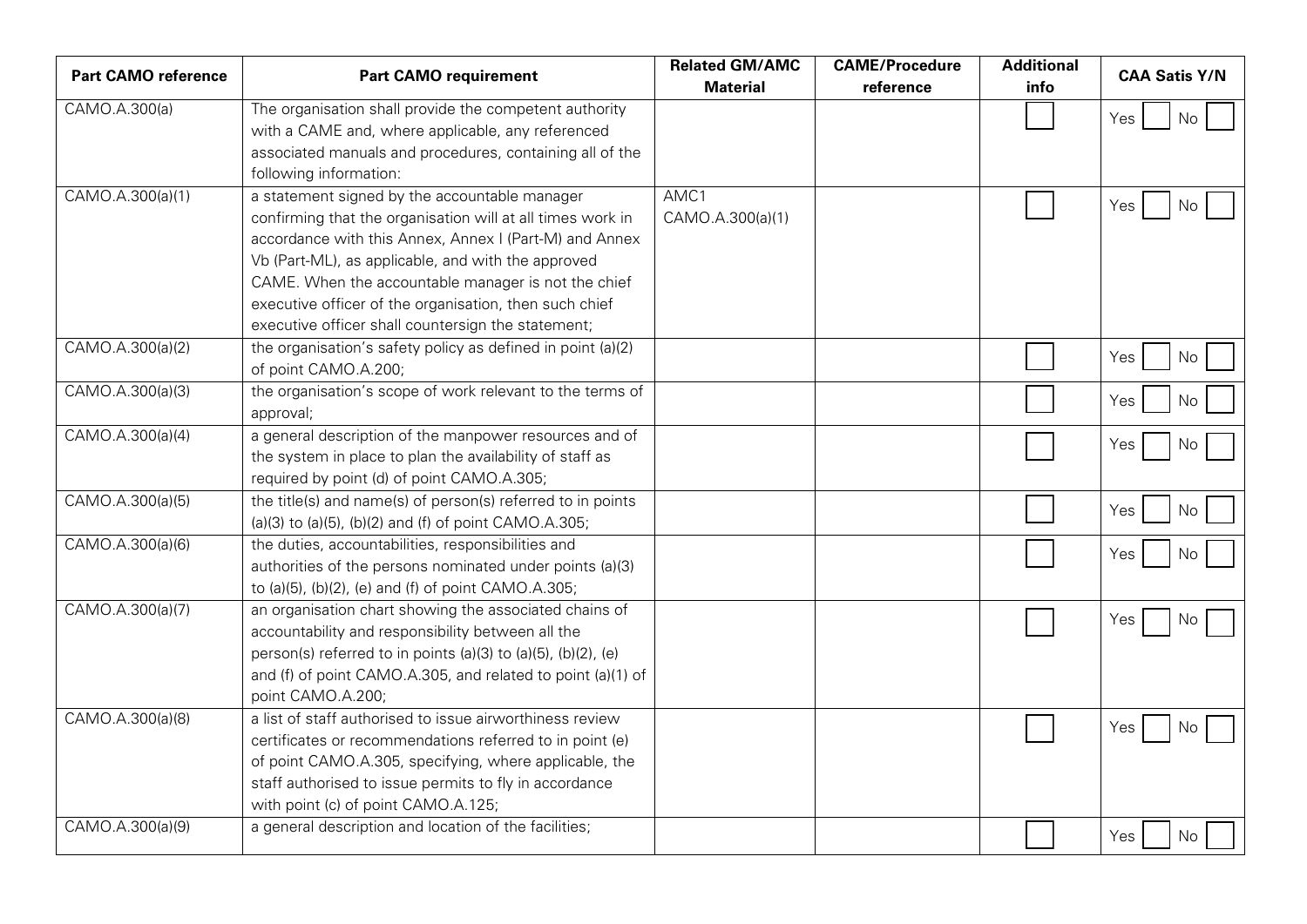| Part CAMO reference | Part CAMO requirement | Related GM/AMC Material | CAME/Procedure reference | Additional info | CAA Satis Y/N |
|---|---|---|---|---|---|
| CAMO.A.300(a) | The organisation shall provide the competent authority with a CAME and, where applicable, any referenced associated manuals and procedures, containing all of the following information: | | | ☐ | Yes ☐ No ☐ |
| CAMO.A.300(a)(1) | a statement signed by the accountable manager confirming that the organisation will at all times work in accordance with this Annex, Annex I (Part-M) and Annex Vb (Part-ML), as applicable, and with the approved CAME. When the accountable manager is not the chief executive officer of the organisation, then such chief executive officer shall countersign the statement; | AMC1 CAMO.A.300(a)(1) | | ☐ | Yes ☐ No ☐ |
| CAMO.A.300(a)(2) | the organisation's safety policy as defined in point (a)(2) of point CAMO.A.200; | | | ☐ | Yes ☐ No ☐ |
| CAMO.A.300(a)(3) | the organisation's scope of work relevant to the terms of approval; | | | ☐ | Yes ☐ No ☐ |
| CAMO.A.300(a)(4) | a general description of the manpower resources and of the system in place to plan the availability of staff as required by point (d) of point CAMO.A.305; | | | ☐ | Yes ☐ No ☐ |
| CAMO.A.300(a)(5) | the title(s) and name(s) of person(s) referred to in points (a)(3) to (a)(5), (b)(2) and (f) of point CAMO.A.305; | | | ☐ | Yes ☐ No ☐ |
| CAMO.A.300(a)(6) | the duties, accountabilities, responsibilities and authorities of the persons nominated under points (a)(3) to (a)(5), (b)(2), (e) and (f) of point CAMO.A.305; | | | ☐ | Yes ☐ No ☐ |
| CAMO.A.300(a)(7) | an organisation chart showing the associated chains of accountability and responsibility between all the person(s) referred to in points (a)(3) to (a)(5), (b)(2), (e) and (f) of point CAMO.A.305, and related to point (a)(1) of point CAMO.A.200; | | | ☐ | Yes ☐ No ☐ |
| CAMO.A.300(a)(8) | a list of staff authorised to issue airworthiness review certificates or recommendations referred to in point (e) of point CAMO.A.305, specifying, where applicable, the staff authorised to issue permits to fly in accordance with point (c) of point CAMO.A.125; | | | ☐ | Yes ☐ No ☐ |
| CAMO.A.300(a)(9) | a general description and location of the facilities; | | | ☐ | Yes ☐ No ☐ |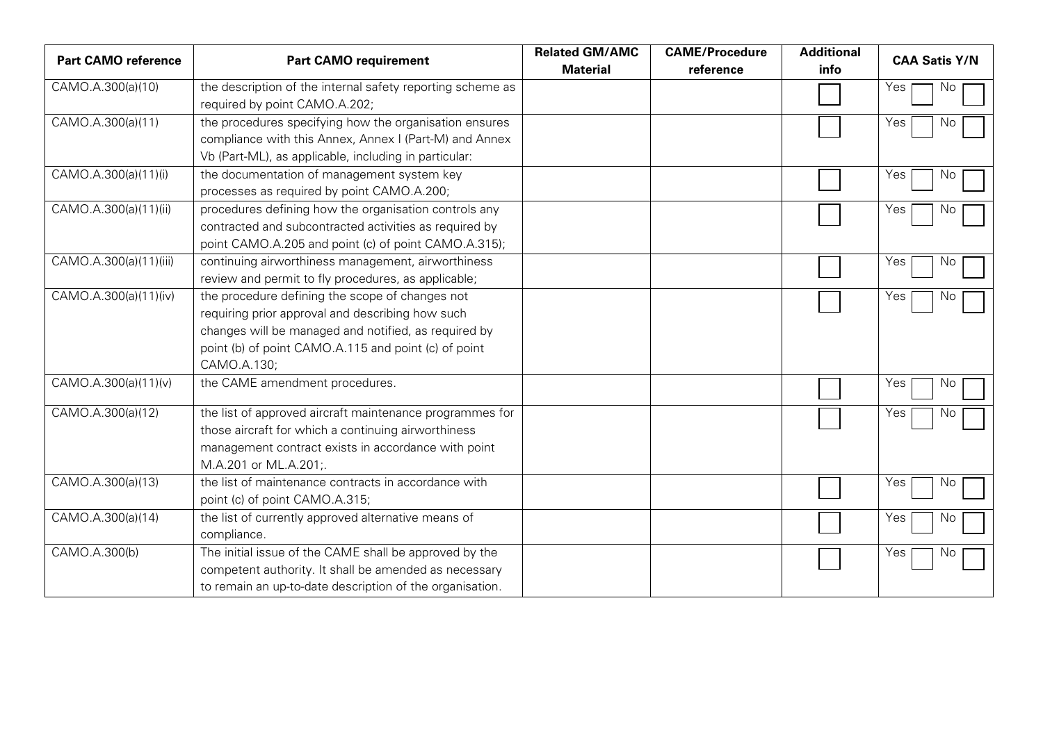| Part CAMO reference | Part CAMO requirement | Related GM/AMC Material | CAME/Procedure reference | Additional info | CAA Satis Y/N |
|---|---|---|---|---|---|
| CAMO.A.300(a)(10) | the description of the internal safety reporting scheme as required by point CAMO.A.202; | | | | Yes No |
| CAMO.A.300(a)(11) | the procedures specifying how the organisation ensures compliance with this Annex, Annex I (Part-M) and Annex Vb (Part-ML), as applicable, including in particular: | | | | Yes No |
| CAMO.A.300(a)(11)(i) | the documentation of management system key processes as required by point CAMO.A.200; | | | | Yes No |
| CAMO.A.300(a)(11)(ii) | procedures defining how the organisation controls any contracted and subcontracted activities as required by point CAMO.A.205 and point (c) of point CAMO.A.315); | | | | Yes No |
| CAMO.A.300(a)(11)(iii) | continuing airworthiness management, airworthiness review and permit to fly procedures, as applicable; | | | | Yes No |
| CAMO.A.300(a)(11)(iv) | the procedure defining the scope of changes not requiring prior approval and describing how such changes will be managed and notified, as required by point (b) of point CAMO.A.115 and point (c) of point CAMO.A.130; | | | | Yes No |
| CAMO.A.300(a)(11)(v) | the CAME amendment procedures. | | | | Yes No |
| CAMO.A.300(a)(12) | the list of approved aircraft maintenance programmes for those aircraft for which a continuing airworthiness management contract exists in accordance with point M.A.201 or ML.A.201;. | | | | Yes No |
| CAMO.A.300(a)(13) | the list of maintenance contracts in accordance with point (c) of point CAMO.A.315; | | | | Yes No |
| CAMO.A.300(a)(14) | the list of currently approved alternative means of compliance. | | | | Yes No |
| CAMO.A.300(b) | The initial issue of the CAME shall be approved by the competent authority. It shall be amended as necessary to remain an up-to-date description of the organisation. | | | | Yes No |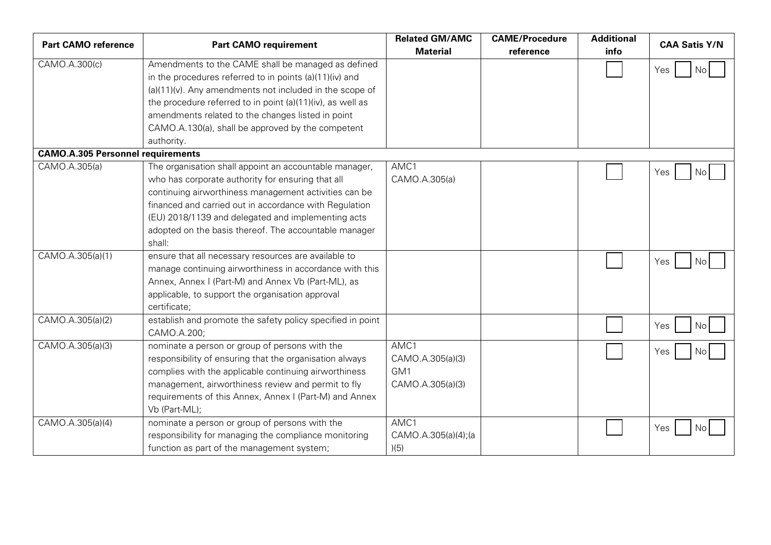| Part CAMO reference | Part CAMO requirement | Related GM/AMC Material | CAME/Procedure reference | Additional info | CAA Satis Y/N |
|---|---|---|---|---|---|
| CAMO.A.300(c) | Amendments to the CAME shall be managed as defined in the procedures referred to in points (a)(11)(iv) and (a)(11)(v). Any amendments not included in the scope of the procedure referred to in point (a)(11)(iv), as well as amendments related to the changes listed in point CAMO.A.130(a), shall be approved by the competent authority. | | | ☐ | Yes ☐ No ☐ |
| **CAMO.A.305 Personnel requirements** | | | | | |
| CAMO.A.305(a) | The organisation shall appoint an accountable manager, who has corporate authority for ensuring that all continuing airworthiness management activities can be financed and carried out in accordance with Regulation (EU) 2018/1139 and delegated and implementing acts adopted on the basis thereof. The accountable manager shall: | AMC1 CAMO.A.305(a) | | ☐ | Yes ☐ No ☐ |
| CAMO.A.305(a)(1) | ensure that all necessary resources are available to manage continuing airworthiness in accordance with this Annex, Annex I (Part-M) and Annex Vb (Part-ML), as applicable, to support the organisation approval certificate; | | | ☐ | Yes ☐ No ☐ |
| CAMO.A.305(a)(2) | establish and promote the safety policy specified in point CAMO.A.200; | | | ☐ | Yes ☐ No ☐ |
| CAMO.A.305(a)(3) | nominate a person or group of persons with the responsibility of ensuring that the organisation always complies with the applicable continuing airworthiness management, airworthiness review and permit to fly requirements of this Annex, Annex I (Part-M) and Annex Vb (Part-ML); | AMC1 CAMO.A.305(a)(3) GM1 CAMO.A.305(a)(3) | | ☐ | Yes ☐ No ☐ |
| CAMO.A.305(a)(4) | nominate a person or group of persons with the responsibility for managing the compliance monitoring function as part of the management system; | AMC1 CAMO.A.305(a)(4);(a)(5) | | ☐ | Yes ☐ No ☐ |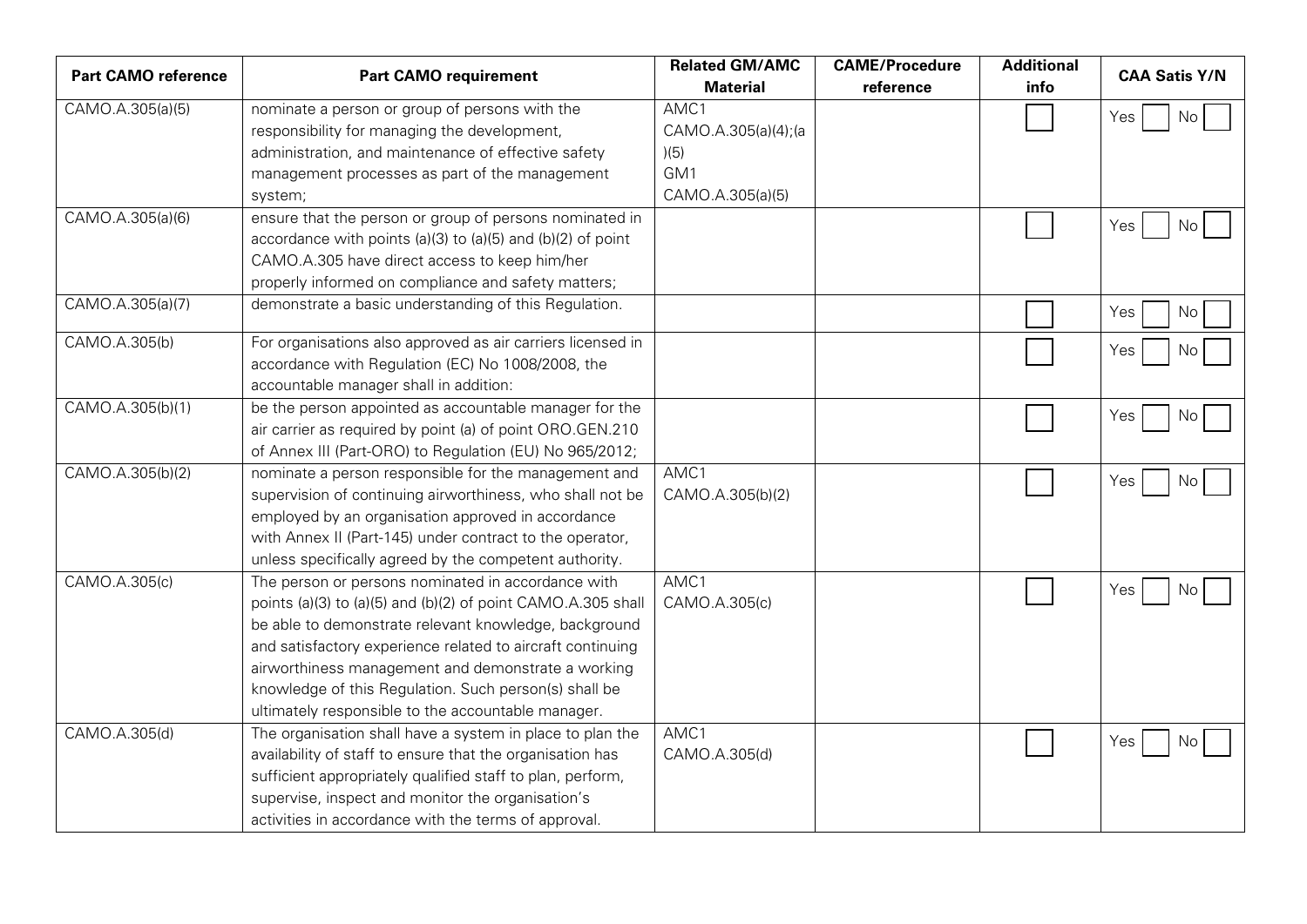| Part CAMO reference | Part CAMO requirement | Related GM/AMC Material | CAME/Procedure reference | Additional info | CAA Satis Y/N |
|---|---|---|---|---|---|
| CAMO.A.305(a)(5) | nominate a person or group of persons with the responsibility for managing the development, administration, and maintenance of effective safety management processes as part of the management system; | AMC1 CAMO.A.305(a)(4);(a)(5) GM1 CAMO.A.305(a)(5) | | ☐ | Yes ☐ No ☐ |
| CAMO.A.305(a)(6) | ensure that the person or group of persons nominated in accordance with points (a)(3) to (a)(5) and (b)(2) of point CAMO.A.305 have direct access to keep him/her properly informed on compliance and safety matters; | | | ☐ | Yes ☐ No ☐ |
| CAMO.A.305(a)(7) | demonstrate a basic understanding of this Regulation. | | | ☐ | Yes ☐ No ☐ |
| CAMO.A.305(b) | For organisations also approved as air carriers licensed in accordance with Regulation (EC) No 1008/2008, the accountable manager shall in addition: | | | ☐ | Yes ☐ No ☐ |
| CAMO.A.305(b)(1) | be the person appointed as accountable manager for the air carrier as required by point (a) of point ORO.GEN.210 of Annex III (Part-ORO) to Regulation (EU) No 965/2012; | | | ☐ | Yes ☐ No ☐ |
| CAMO.A.305(b)(2) | nominate a person responsible for the management and supervision of continuing airworthiness, who shall not be employed by an organisation approved in accordance with Annex II (Part-145) under contract to the operator, unless specifically agreed by the competent authority. | AMC1 CAMO.A.305(b)(2) | | ☐ | Yes ☐ No ☐ |
| CAMO.A.305(c) | The person or persons nominated in accordance with points (a)(3) to (a)(5) and (b)(2) of point CAMO.A.305 shall be able to demonstrate relevant knowledge, background and satisfactory experience related to aircraft continuing airworthiness management and demonstrate a working knowledge of this Regulation. Such person(s) shall be ultimately responsible to the accountable manager. | AMC1 CAMO.A.305(c) | | ☐ | Yes ☐ No ☐ |
| CAMO.A.305(d) | The organisation shall have a system in place to plan the availability of staff to ensure that the organisation has sufficient appropriately qualified staff to plan, perform, supervise, inspect and monitor the organisation's activities in accordance with the terms of approval. | AMC1 CAMO.A.305(d) | | ☐ | Yes ☐ No ☐ |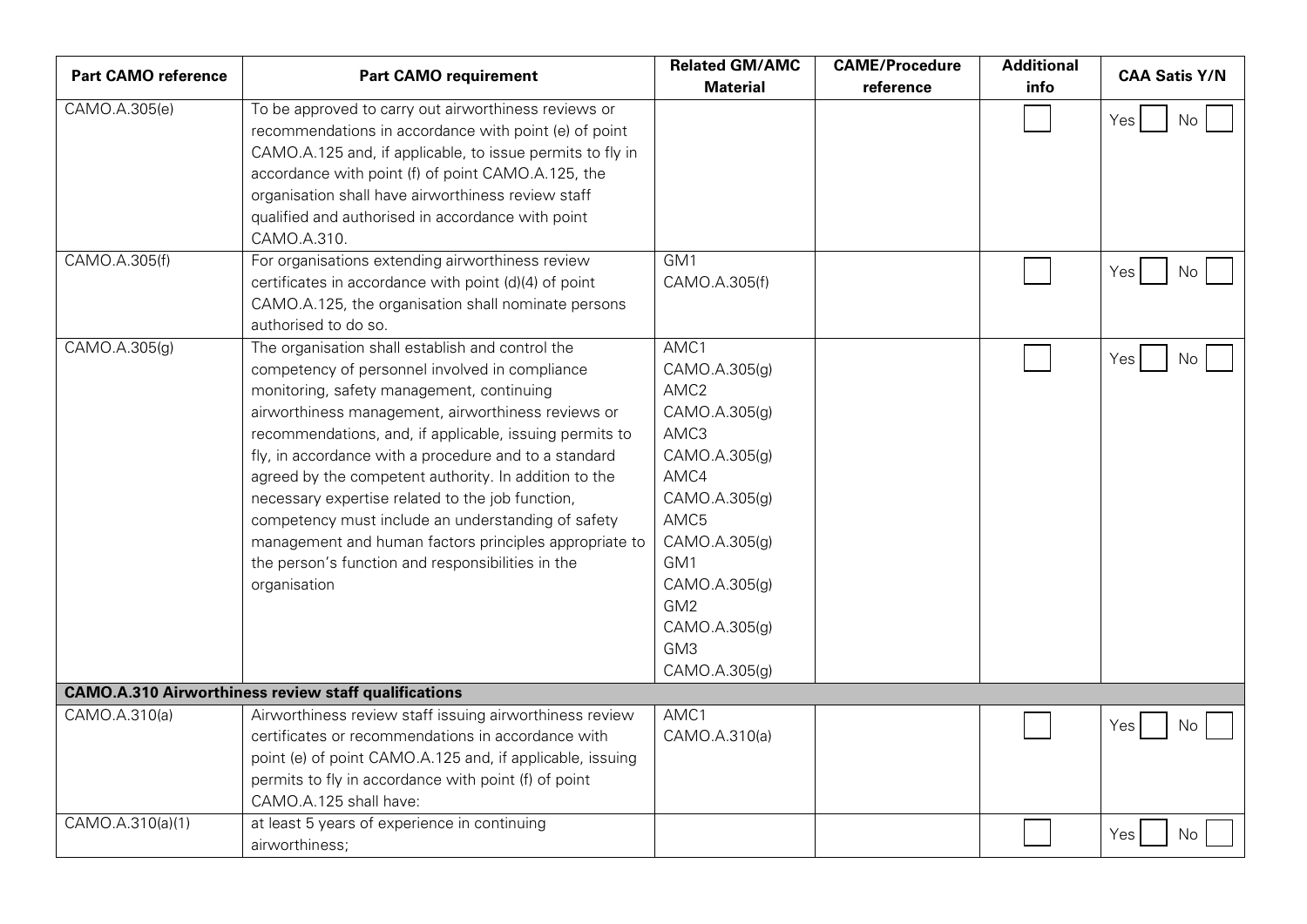| Part CAMO reference | Part CAMO requirement | Related GM/AMC Material | CAME/Procedure reference | Additional info | CAA Satis Y/N |
|---|---|---|---|---|---|
| CAMO.A.305(e) | To be approved to carry out airworthiness reviews or recommendations in accordance with point (e) of point CAMO.A.125 and, if applicable, to issue permits to fly in accordance with point (f) of point CAMO.A.125, the organisation shall have airworthiness review staff qualified and authorised in accordance with point CAMO.A.310. | | | ☐ | Yes ☐ No ☐ |
| CAMO.A.305(f) | For organisations extending airworthiness review certificates in accordance with point (d)(4) of point CAMO.A.125, the organisation shall nominate persons authorised to do so. | GM1 CAMO.A.305(f) | | ☐ | Yes ☐ No ☐ |
| CAMO.A.305(g) | The organisation shall establish and control the competency of personnel involved in compliance monitoring, safety management, continuing airworthiness management, airworthiness reviews or recommendations, and, if applicable, issuing permits to fly, in accordance with a procedure and to a standard agreed by the competent authority. In addition to the necessary expertise related to the job function, competency must include an understanding of safety management and human factors principles appropriate to the person's function and responsibilities in the organisation | AMC1 CAMO.A.305(g)<br>AMC2 CAMO.A.305(g)<br>AMC3 CAMO.A.305(g)<br>AMC4 CAMO.A.305(g)<br>AMC5 CAMO.A.305(g)<br>GM1 CAMO.A.305(g)<br>GM2 CAMO.A.305(g)<br>GM3 CAMO.A.305(g) | | ☐ | Yes ☐ No ☐ |
| **CAMO.A.310 Airworthiness review staff qualifications** | | | | | |
| CAMO.A.310(a) | Airworthiness review staff issuing airworthiness review certificates or recommendations in accordance with point (e) of point CAMO.A.125 and, if applicable, issuing permits to fly in accordance with point (f) of point CAMO.A.125 shall have: | AMC1 CAMO.A.310(a) | | ☐ | Yes ☐ No ☐ |
| CAMO.A.310(a)(1) | at least 5 years of experience in continuing airworthiness; | | | ☐ | Yes ☐ No ☐ |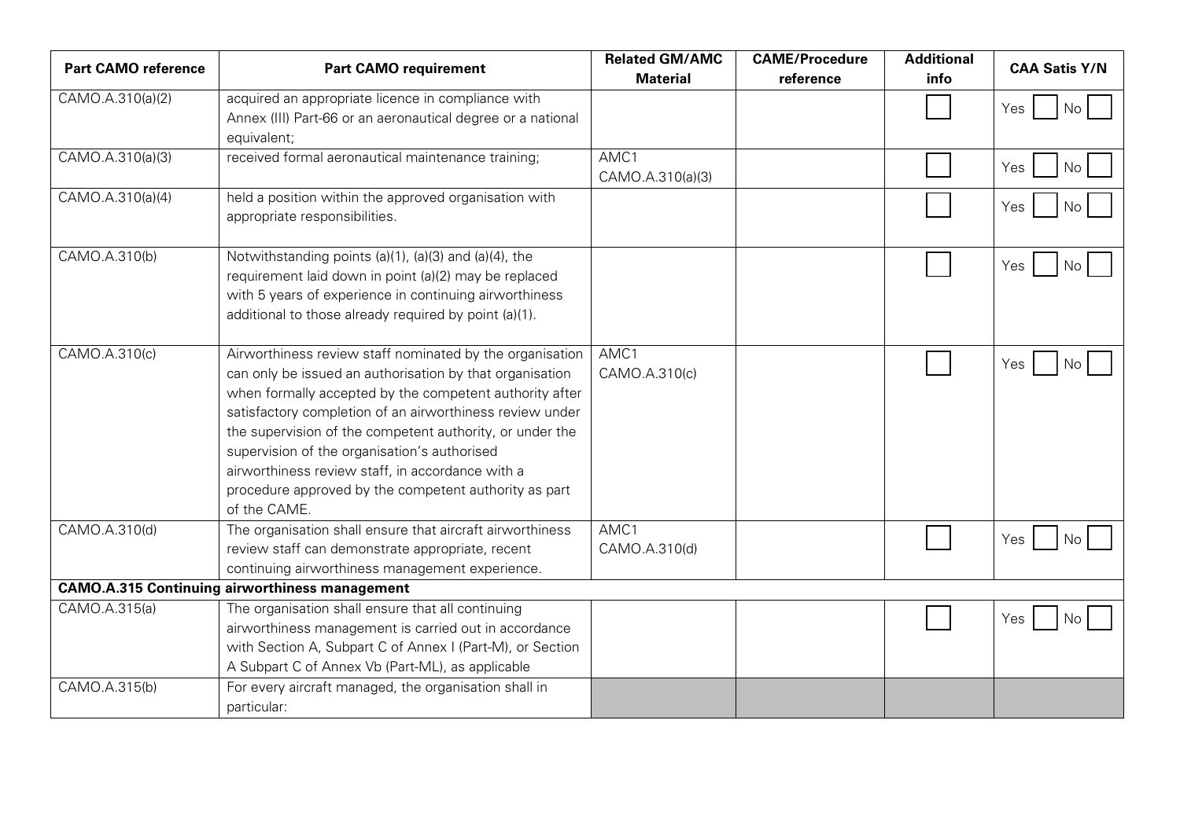| Part CAMO reference | Part CAMO requirement | Related GM/AMC Material | CAME/Procedure reference | Additional info | CAA Satis Y/N |
|---|---|---|---|---|---|
| CAMO.A.310(a)(2) | acquired an appropriate licence in compliance with Annex (III) Part-66 or an aeronautical degree or a national equivalent; | | | ☐ | Yes ☐ No ☐ |
| CAMO.A.310(a)(3) | received formal aeronautical maintenance training; | AMC1 CAMO.A.310(a)(3) | | ☐ | Yes ☐ No ☐ |
| CAMO.A.310(a)(4) | held a position within the approved organisation with appropriate responsibilities. | | | ☐ | Yes ☐ No ☐ |
| CAMO.A.310(b) | Notwithstanding points (a)(1), (a)(3) and (a)(4), the requirement laid down in point (a)(2) may be replaced with 5 years of experience in continuing airworthiness additional to those already required by point (a)(1). | | | ☐ | Yes ☐ No ☐ |
| CAMO.A.310(c) | Airworthiness review staff nominated by the organisation can only be issued an authorisation by that organisation when formally accepted by the competent authority after satisfactory completion of an airworthiness review under the supervision of the competent authority, or under the supervision of the organisation's authorised airworthiness review staff, in accordance with a procedure approved by the competent authority as part of the CAME. | AMC1 CAMO.A.310(c) | | ☐ | Yes ☐ No ☐ |
| CAMO.A.310(d) | The organisation shall ensure that aircraft airworthiness review staff can demonstrate appropriate, recent continuing airworthiness management experience. | AMC1 CAMO.A.310(d) | | ☐ | Yes ☐ No ☐ |
| **CAMO.A.315 Continuing airworthiness management** | | | | | |
| CAMO.A.315(a) | The organisation shall ensure that all continuing airworthiness management is carried out in accordance with Section A, Subpart C of Annex I (Part-M), or Section A Subpart C of Annex Vb (Part-ML), as applicable | | | ☐ | Yes ☐ No ☐ |
| CAMO.A.315(b) | For every aircraft managed, the organisation shall in particular: | | | | |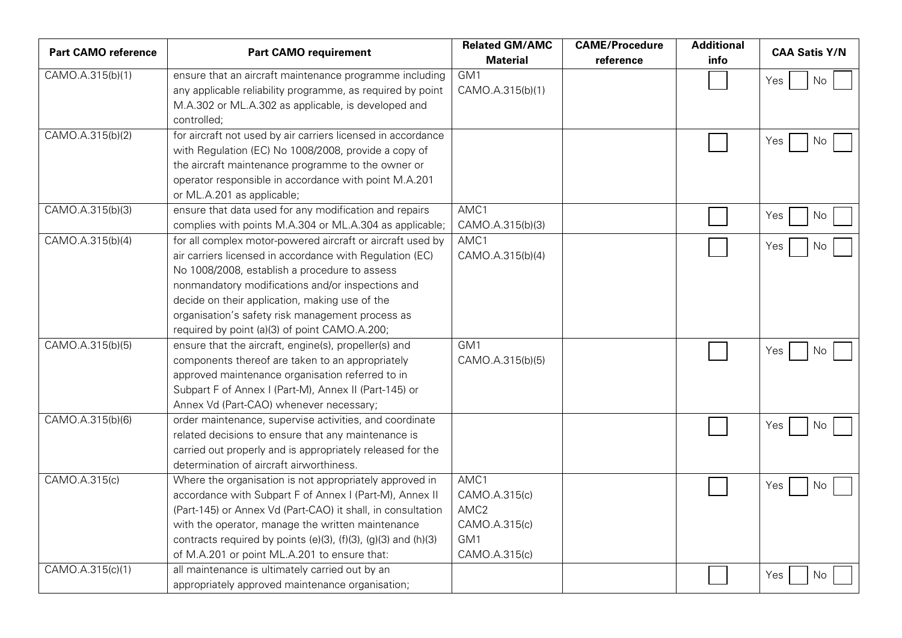| Part CAMO reference | Part CAMO requirement | Related GM/AMC Material | CAME/Procedure reference | Additional info | CAA Satis Y/N |
|---|---|---|---|---|---|
| CAMO.A.315(b)(1) | ensure that an aircraft maintenance programme including any applicable reliability programme, as required by point M.A.302 or ML.A.302 as applicable, is developed and controlled; | GM1 CAMO.A.315(b)(1) | | | Yes No |
| CAMO.A.315(b)(2) | for aircraft not used by air carriers licensed in accordance with Regulation (EC) No 1008/2008, provide a copy of the aircraft maintenance programme to the owner or operator responsible in accordance with point M.A.201 or ML.A.201 as applicable; | | | | Yes No |
| CAMO.A.315(b)(3) | ensure that data used for any modification and repairs complies with points M.A.304 or ML.A.304 as applicable; | AMC1 CAMO.A.315(b)(3) | | | Yes No |
| CAMO.A.315(b)(4) | for all complex motor-powered aircraft or aircraft used by air carriers licensed in accordance with Regulation (EC) No 1008/2008, establish a procedure to assess nonmandatory modifications and/or inspections and decide on their application, making use of the organisation's safety risk management process as required by point (a)(3) of point CAMO.A.200; | AMC1 CAMO.A.315(b)(4) | | | Yes No |
| CAMO.A.315(b)(5) | ensure that the aircraft, engine(s), propeller(s) and components thereof are taken to an appropriately approved maintenance organisation referred to in Subpart F of Annex I (Part-M), Annex II (Part-145) or Annex Vd (Part-CAO) whenever necessary; | GM1 CAMO.A.315(b)(5) | | | Yes No |
| CAMO.A.315(b)(6) | order maintenance, supervise activities, and coordinate related decisions to ensure that any maintenance is carried out properly and is appropriately released for the determination of aircraft airworthiness. | | | | Yes No |
| CAMO.A.315(c) | Where the organisation is not appropriately approved in accordance with Subpart F of Annex I (Part-M), Annex II (Part-145) or Annex Vd (Part-CAO) it shall, in consultation with the operator, manage the written maintenance contracts required by points (e)(3), (f)(3), (g)(3) and (h)(3) of M.A.201 or point ML.A.201 to ensure that: | AMC1 CAMO.A.315(c) AMC2 CAMO.A.315(c) GM1 CAMO.A.315(c) | | | Yes No |
| CAMO.A.315(c)(1) | all maintenance is ultimately carried out by an appropriately approved maintenance organisation; | | | | Yes No |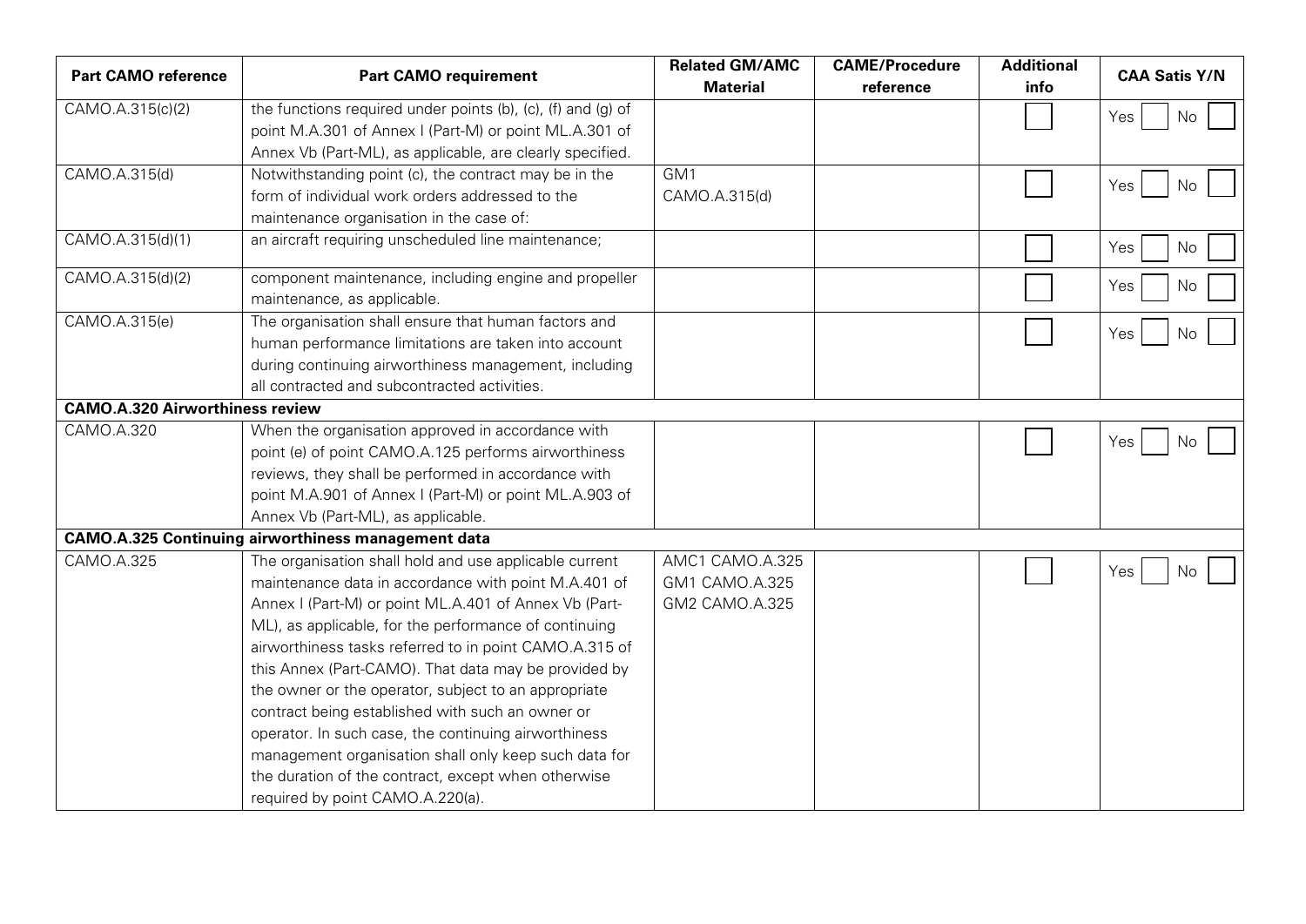| Part CAMO reference | Part CAMO requirement | Related GM/AMC Material | CAME/Procedure reference | Additional info | CAA Satis Y/N |
|---|---|---|---|---|---|
| CAMO.A.315(c)(2) | the functions required under points (b), (c), (f) and (g) of point M.A.301 of Annex I (Part-M) or point ML.A.301 of Annex Vb (Part-ML), as applicable, are clearly specified. | | | | Yes No |
| CAMO.A.315(d) | Notwithstanding point (c), the contract may be in the form of individual work orders addressed to the maintenance organisation in the case of: | GM1 CAMO.A.315(d) | | | Yes No |
| CAMO.A.315(d)(1) | an aircraft requiring unscheduled line maintenance; | | | | Yes No |
| CAMO.A.315(d)(2) | component maintenance, including engine and propeller maintenance, as applicable. | | | | Yes No |
| CAMO.A.315(e) | The organisation shall ensure that human factors and human performance limitations are taken into account during continuing airworthiness management, including all contracted and subcontracted activities. | | | | Yes No |
| **CAMO.A.320 Airworthiness review** | | | | | |
| CAMO.A.320 | When the organisation approved in accordance with point (e) of point CAMO.A.125 performs airworthiness reviews, they shall be performed in accordance with point M.A.901 of Annex I (Part-M) or point ML.A.903 of Annex Vb (Part-ML), as applicable. | | | | Yes No |
| **CAMO.A.325 Continuing airworthiness management data** | | | | | |
| CAMO.A.325 | The organisation shall hold and use applicable current maintenance data in accordance with point M.A.401 of Annex I (Part-M) or point ML.A.401 of Annex Vb (Part-ML), as applicable, for the performance of continuing airworthiness tasks referred to in point CAMO.A.315 of this Annex (Part-CAMO). That data may be provided by the owner or the operator, subject to an appropriate contract being established with such an owner or operator. In such case, the continuing airworthiness management organisation shall only keep such data for the duration of the contract, except when otherwise required by point CAMO.A.220(a). | AMC1 CAMO.A.325<br>GM1 CAMO.A.325<br>GM2 CAMO.A.325 | | | Yes No |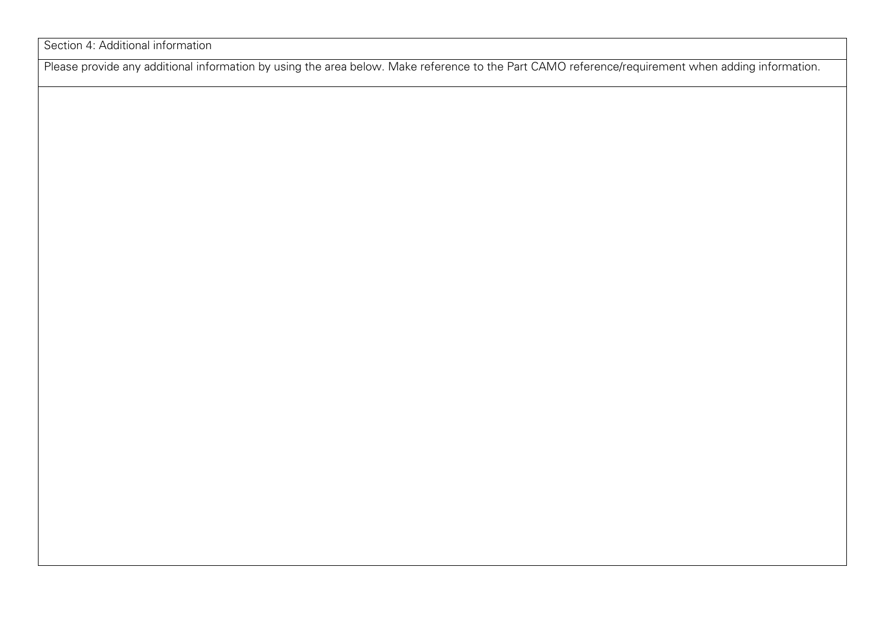| Section 4: Additional information |
| --- |
| Please provide any additional information by using the area below. Make reference to the Part CAMO reference/requirement when adding information. |
| |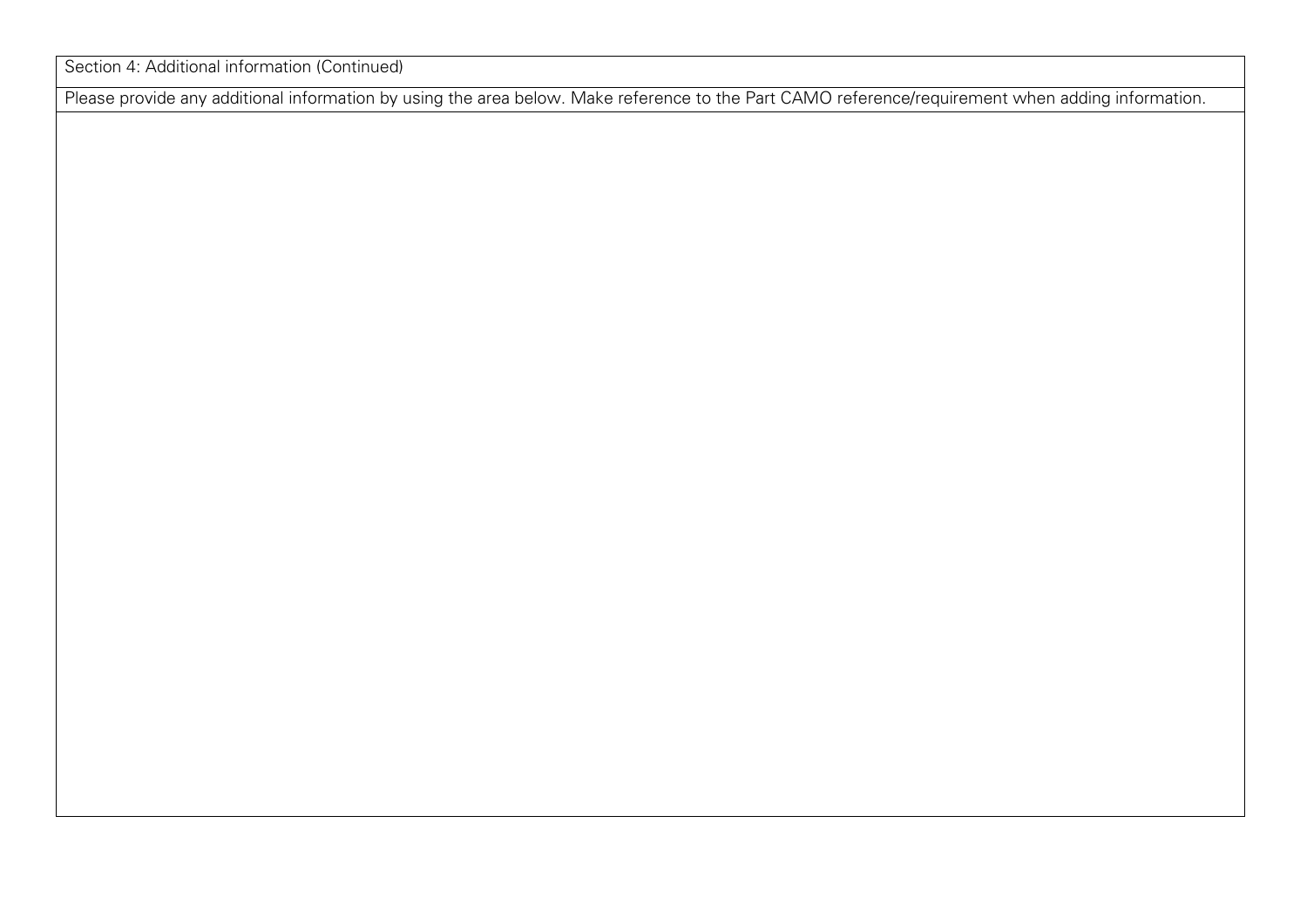| Section 4: Additional information (Continued) |
| --- |
| Please provide any additional information by using the area below. Make reference to the Part CAMO reference/requirement when adding information. |
| |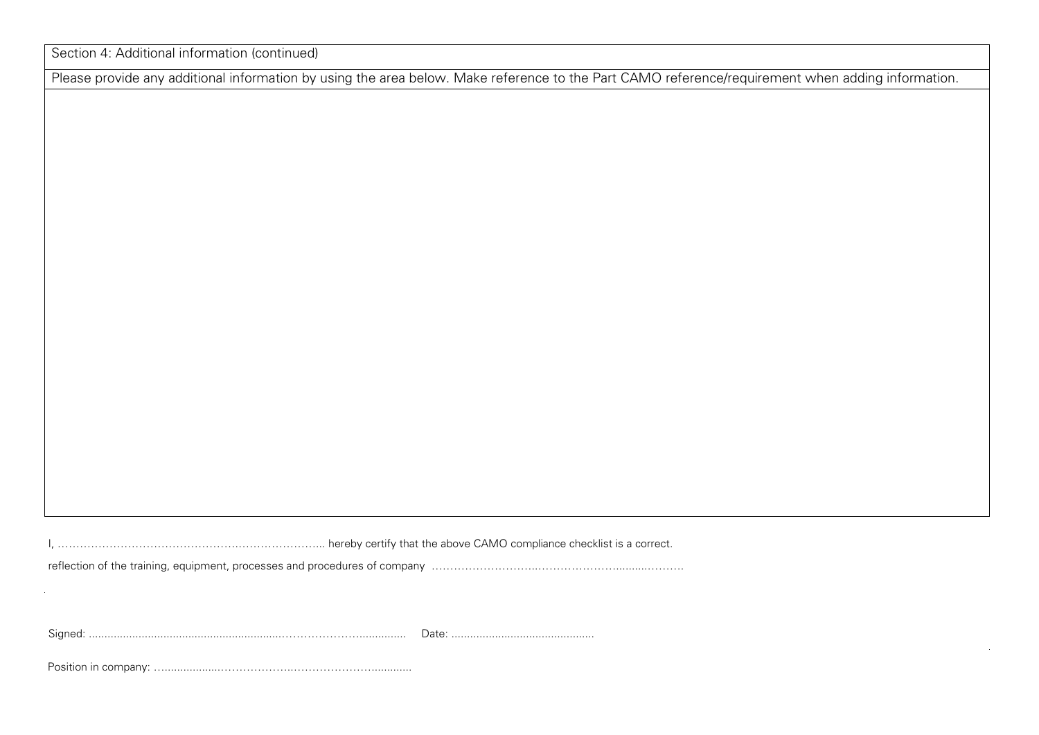| Section 4: Additional information (continued) |
| --- |
| Please provide any additional information by using the area below. Make reference to the Part CAMO reference/requirement when adding information. |
| |

I, …………………………………………….………………….. hereby certify that the above CAMO compliance checklist is a correct.

reflection of the training, equipment, processes and procedures of company ………………………..……………………..........………

Signed: ...................................................................…………………............... Date: .............................................

Position in company: …...................………………..……………………............